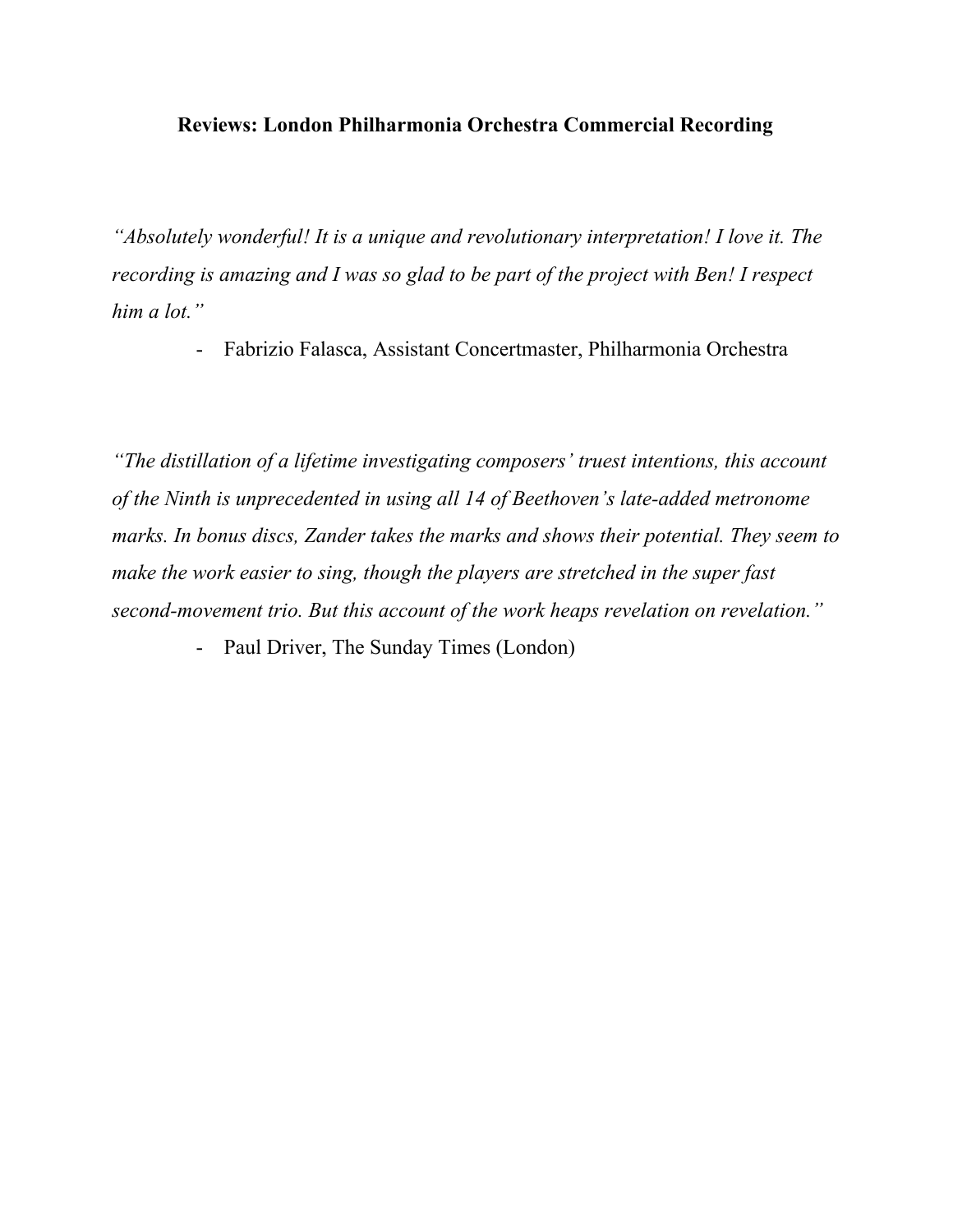**Reviews: London Philharmonia Orchestra Commercial Recording**

*"Absolutely wonderful! It is a unique and revolutionary interpretation! I love it. The recording is amazing and I was so glad to be part of the project with Ben! I respect him a lot."*

- Fabrizio Falasca, Assistant Concertmaster, Philharmonia Orchestra

*"The distillation of a lifetime investigating composers' truest intentions, this account of the Ninth is unprecedented in using all 14 of Beethoven's late-added metronome marks. In bonus discs, Zander takes the marks and shows their potential. They seem to make the work easier to sing, though the players are stretched in the super fast second-movement trio. But this account of the work heaps revelation on revelation."*

- Paul Driver, The Sunday Times (London)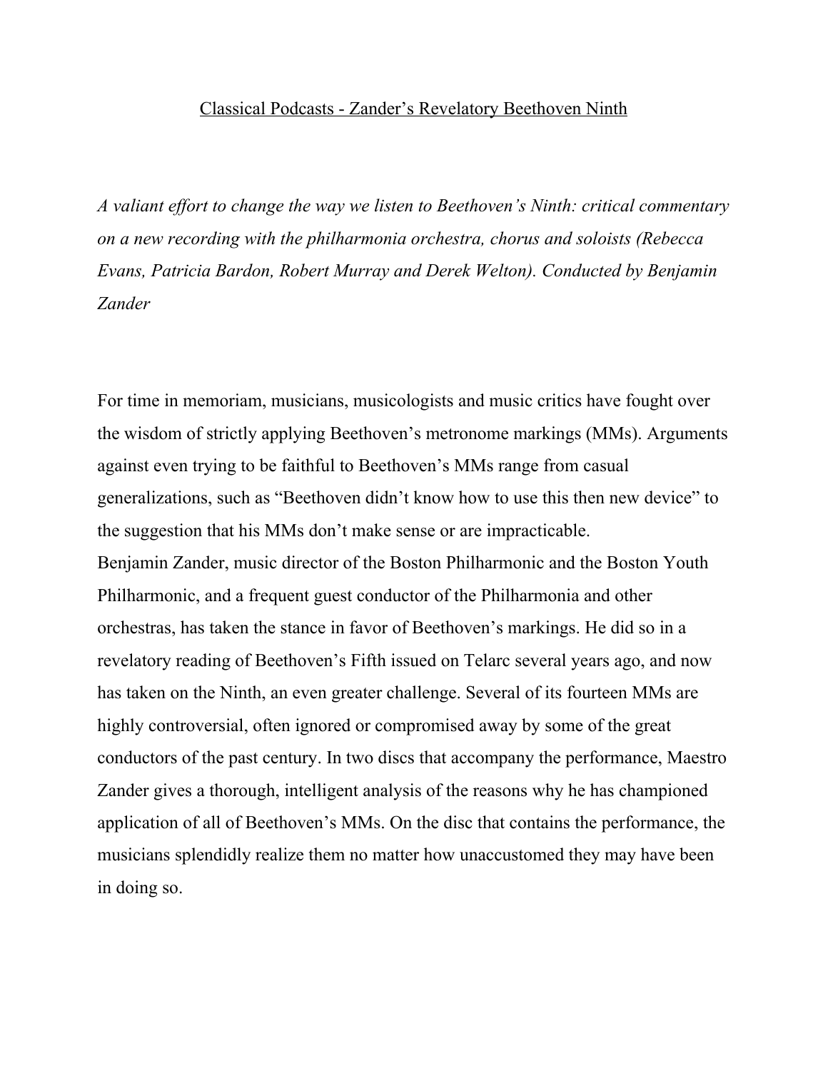<u>Classical Podcasts - Zander's Revelatory Beethoven Ninth</u>

*A valiant effort to change the way we listen to Beethoven's Ninth: critical commentary on a new recording with the philharmonia orchestra, chorus and soloists (Rebecca Evans, Patricia Bardon, Robert Murray and Derek Welton). Conducted by Benjamin Zander*

For time in memoriam, musicians, musicologists and music critics have fought over the wisdom of strictly applying Beethoven's metronome markings (MMs). Arguments against even trying to be faithful to Beethoven's MMs range from casual generalizations, such as "Beethoven didn't know how to use this then new device" to the suggestion that his MMs don't make sense or are impracticable.
Benjamin Zander, music director of the Boston Philharmonic and the Boston Youth Philharmonic, and a frequent guest conductor of the Philharmonia and other orchestras, has taken the stance in favor of Beethoven's markings. He did so in a revelatory reading of Beethoven's Fifth issued on Telarc several years ago, and now has taken on the Ninth, an even greater challenge. Several of its fourteen MMs are highly controversial, often ignored or compromised away by some of the great conductors of the past century. In two discs that accompany the performance, Maestro Zander gives a thorough, intelligent analysis of the reasons why he has championed application of all of Beethoven's MMs. On the disc that contains the performance, the musicians splendidly realize them no matter how unaccustomed they may have been in doing so.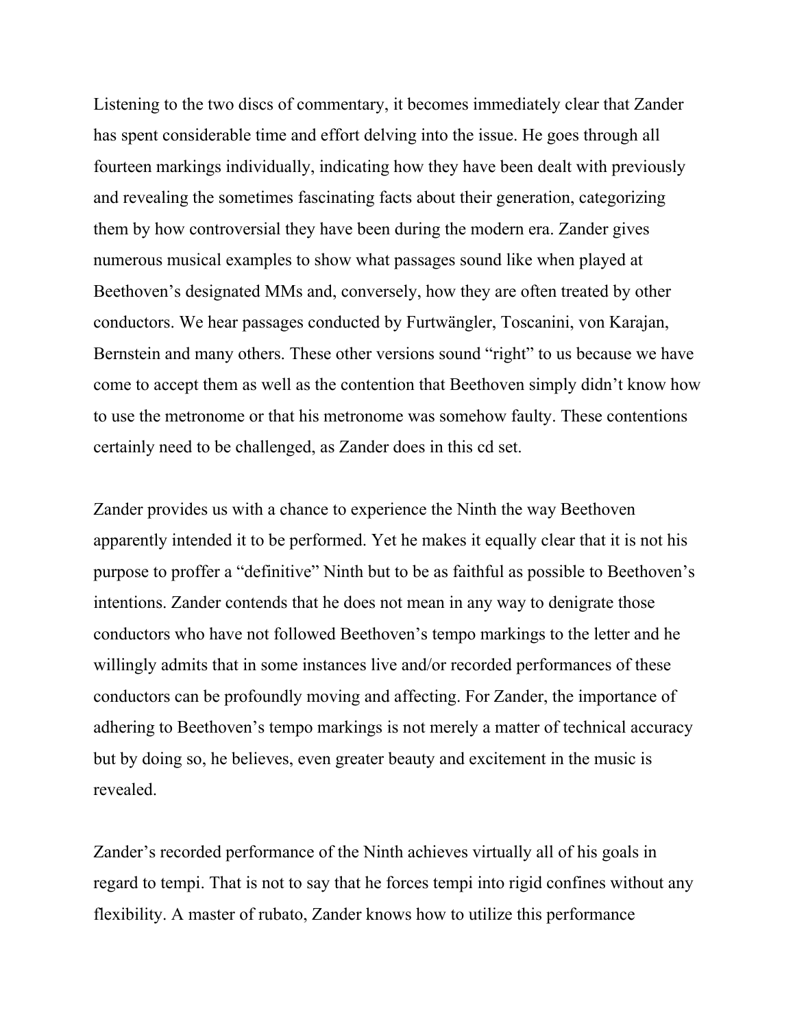Listening to the two discs of commentary, it becomes immediately clear that Zander has spent considerable time and effort delving into the issue. He goes through all fourteen markings individually, indicating how they have been dealt with previously and revealing the sometimes fascinating facts about their generation, categorizing them by how controversial they have been during the modern era. Zander gives numerous musical examples to show what passages sound like when played at Beethoven's designated MMs and, conversely, how they are often treated by other conductors. We hear passages conducted by Furtwängler, Toscanini, von Karajan, Bernstein and many others. These other versions sound "right" to us because we have come to accept them as well as the contention that Beethoven simply didn't know how to use the metronome or that his metronome was somehow faulty. These contentions certainly need to be challenged, as Zander does in this cd set.

Zander provides us with a chance to experience the Ninth the way Beethoven apparently intended it to be performed. Yet he makes it equally clear that it is not his purpose to proffer a "definitive" Ninth but to be as faithful as possible to Beethoven's intentions. Zander contends that he does not mean in any way to denigrate those conductors who have not followed Beethoven's tempo markings to the letter and he willingly admits that in some instances live and/or recorded performances of these conductors can be profoundly moving and affecting. For Zander, the importance of adhering to Beethoven's tempo markings is not merely a matter of technical accuracy but by doing so, he believes, even greater beauty and excitement in the music is revealed.

Zander's recorded performance of the Ninth achieves virtually all of his goals in regard to tempi. That is not to say that he forces tempi into rigid confines without any flexibility. A master of rubato, Zander knows how to utilize this performance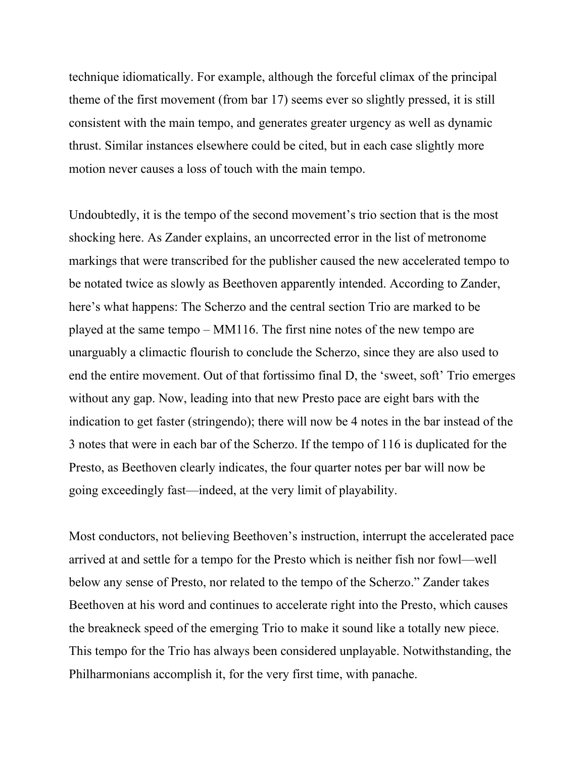technique idiomatically. For example, although the forceful climax of the principal theme of the first movement (from bar 17) seems ever so slightly pressed, it is still consistent with the main tempo, and generates greater urgency as well as dynamic thrust. Similar instances elsewhere could be cited, but in each case slightly more motion never causes a loss of touch with the main tempo.

Undoubtedly, it is the tempo of the second movement's trio section that is the most shocking here. As Zander explains, an uncorrected error in the list of metronome markings that were transcribed for the publisher caused the new accelerated tempo to be notated twice as slowly as Beethoven apparently intended. According to Zander, here's what happens: The Scherzo and the central section Trio are marked to be played at the same tempo – MM116. The first nine notes of the new tempo are unarguably a climactic flourish to conclude the Scherzo, since they are also used to end the entire movement. Out of that fortissimo final D, the 'sweet, soft' Trio emerges without any gap. Now, leading into that new Presto pace are eight bars with the indication to get faster (stringendo); there will now be 4 notes in the bar instead of the 3 notes that were in each bar of the Scherzo. If the tempo of 116 is duplicated for the Presto, as Beethoven clearly indicates, the four quarter notes per bar will now be going exceedingly fast—indeed, at the very limit of playability.

Most conductors, not believing Beethoven's instruction, interrupt the accelerated pace arrived at and settle for a tempo for the Presto which is neither fish nor fowl—well below any sense of Presto, nor related to the tempo of the Scherzo." Zander takes Beethoven at his word and continues to accelerate right into the Presto, which causes the breakneck speed of the emerging Trio to make it sound like a totally new piece. This tempo for the Trio has always been considered unplayable. Notwithstanding, the Philharmonians accomplish it, for the very first time, with panache.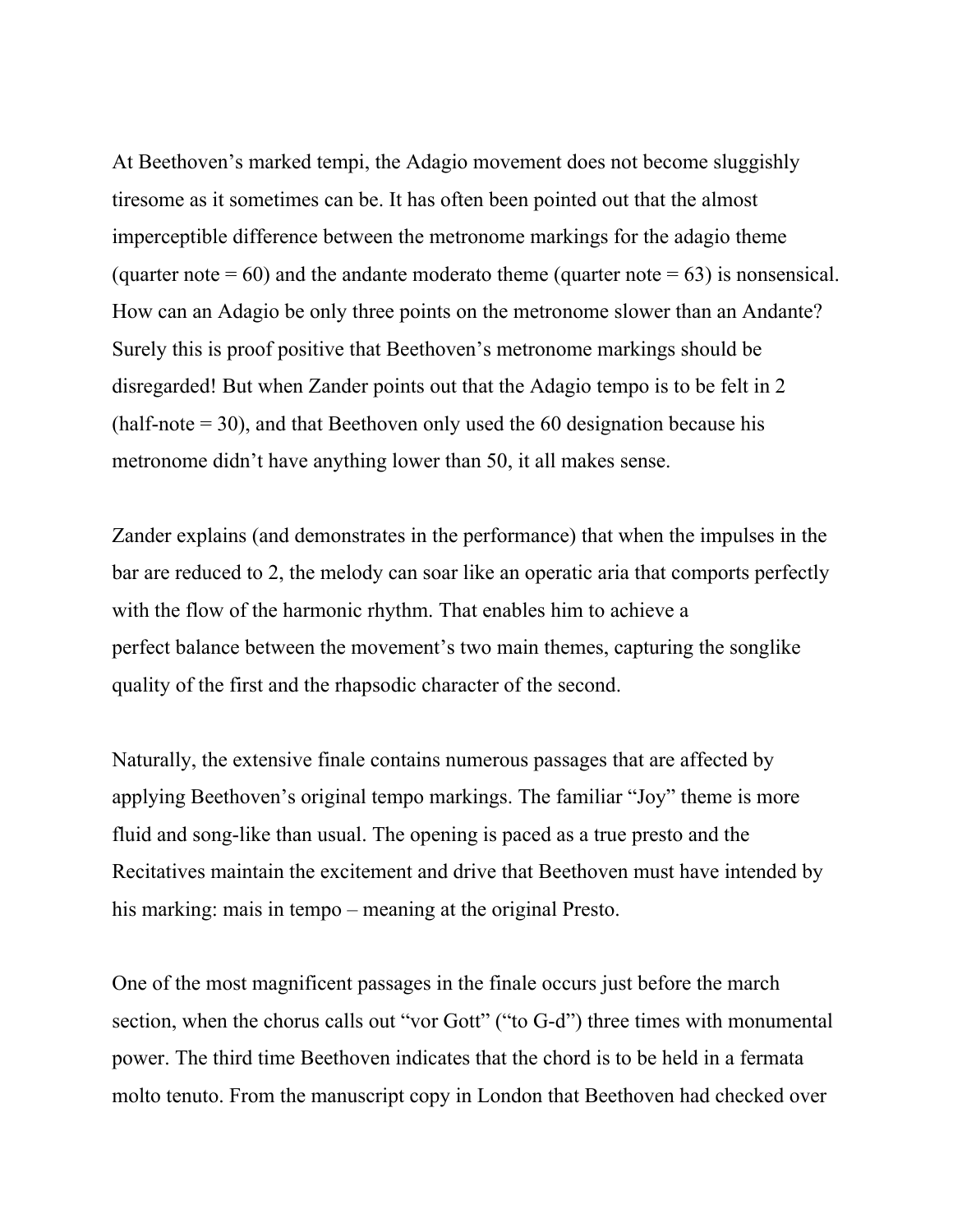At Beethoven's marked tempi, the Adagio movement does not become sluggishly tiresome as it sometimes can be. It has often been pointed out that the almost imperceptible difference between the metronome markings for the adagio theme (quarter note = 60) and the andante moderato theme (quarter note = 63) is nonsensical. How can an Adagio be only three points on the metronome slower than an Andante? Surely this is proof positive that Beethoven's metronome markings should be disregarded! But when Zander points out that the Adagio tempo is to be felt in 2 (half-note = 30), and that Beethoven only used the 60 designation because his metronome didn't have anything lower than 50, it all makes sense.

Zander explains (and demonstrates in the performance) that when the impulses in the bar are reduced to 2, the melody can soar like an operatic aria that comports perfectly with the flow of the harmonic rhythm. That enables him to achieve a perfect balance between the movement's two main themes, capturing the songlike quality of the first and the rhapsodic character of the second.

Naturally, the extensive finale contains numerous passages that are affected by applying Beethoven's original tempo markings. The familiar "Joy" theme is more fluid and song-like than usual. The opening is paced as a true presto and the Recitatives maintain the excitement and drive that Beethoven must have intended by his marking: mais in tempo – meaning at the original Presto.

One of the most magnificent passages in the finale occurs just before the march section, when the chorus calls out "vor Gott" ("to G-d") three times with monumental power. The third time Beethoven indicates that the chord is to be held in a fermata molto tenuto. From the manuscript copy in London that Beethoven had checked over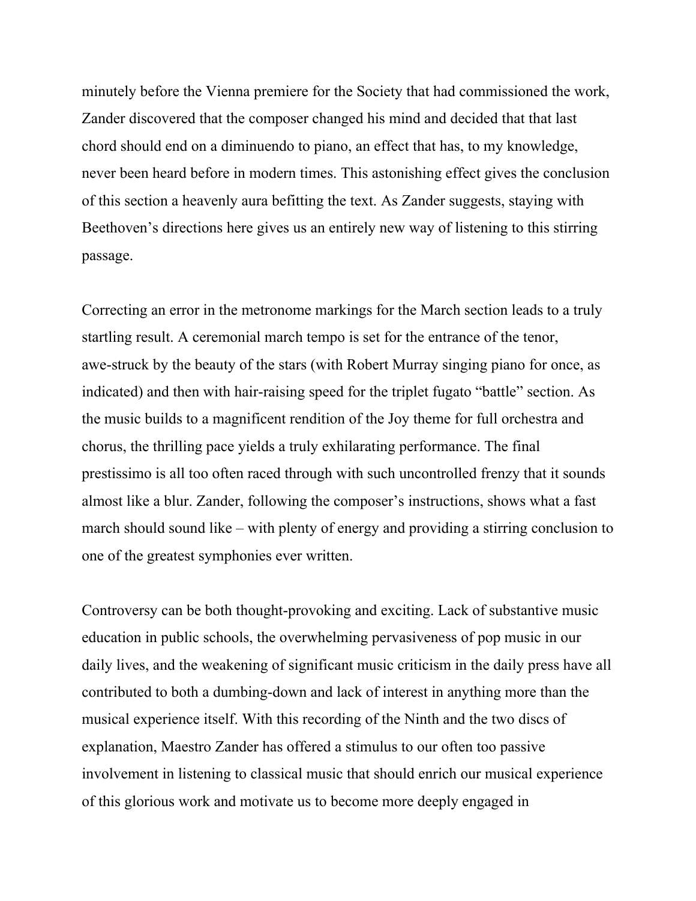minutely before the Vienna premiere for the Society that had commissioned the work, Zander discovered that the composer changed his mind and decided that that last chord should end on a diminuendo to piano, an effect that has, to my knowledge, never been heard before in modern times. This astonishing effect gives the conclusion of this section a heavenly aura befitting the text. As Zander suggests, staying with Beethoven's directions here gives us an entirely new way of listening to this stirring passage.

Correcting an error in the metronome markings for the March section leads to a truly startling result. A ceremonial march tempo is set for the entrance of the tenor, awe-struck by the beauty of the stars (with Robert Murray singing piano for once, as indicated) and then with hair-raising speed for the triplet fugato "battle" section. As the music builds to a magnificent rendition of the Joy theme for full orchestra and chorus, the thrilling pace yields a truly exhilarating performance. The final prestissimo is all too often raced through with such uncontrolled frenzy that it sounds almost like a blur. Zander, following the composer's instructions, shows what a fast march should sound like – with plenty of energy and providing a stirring conclusion to one of the greatest symphonies ever written.

Controversy can be both thought-provoking and exciting. Lack of substantive music education in public schools, the overwhelming pervasiveness of pop music in our daily lives, and the weakening of significant music criticism in the daily press have all contributed to both a dumbing-down and lack of interest in anything more than the musical experience itself. With this recording of the Ninth and the two discs of explanation, Maestro Zander has offered a stimulus to our often too passive involvement in listening to classical music that should enrich our musical experience of this glorious work and motivate us to become more deeply engaged in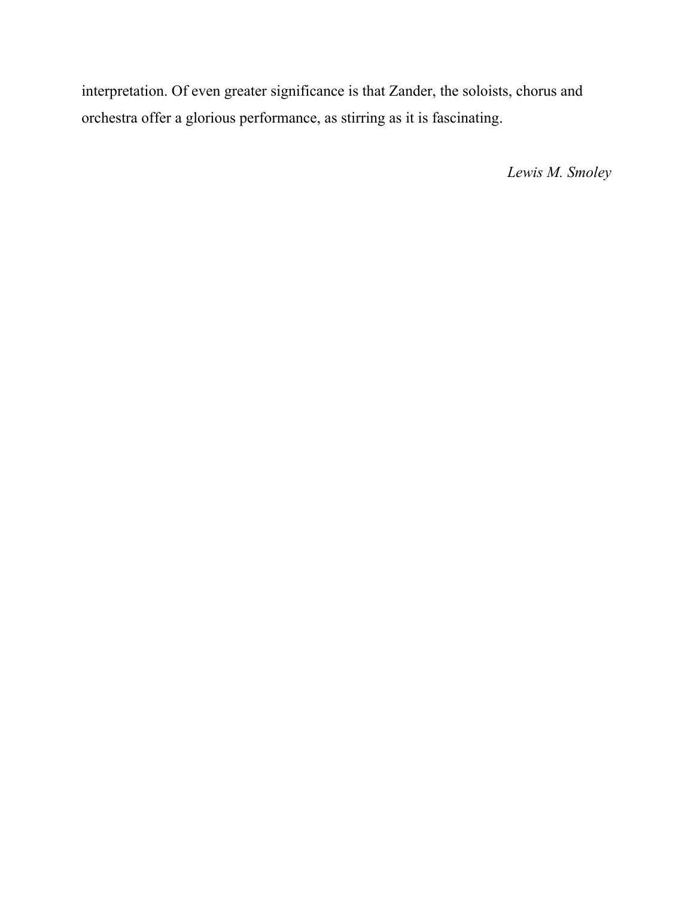interpretation. Of even greater significance is that Zander, the soloists, chorus and orchestra offer a glorious performance, as stirring as it is fascinating.

*Lewis M. Smoley*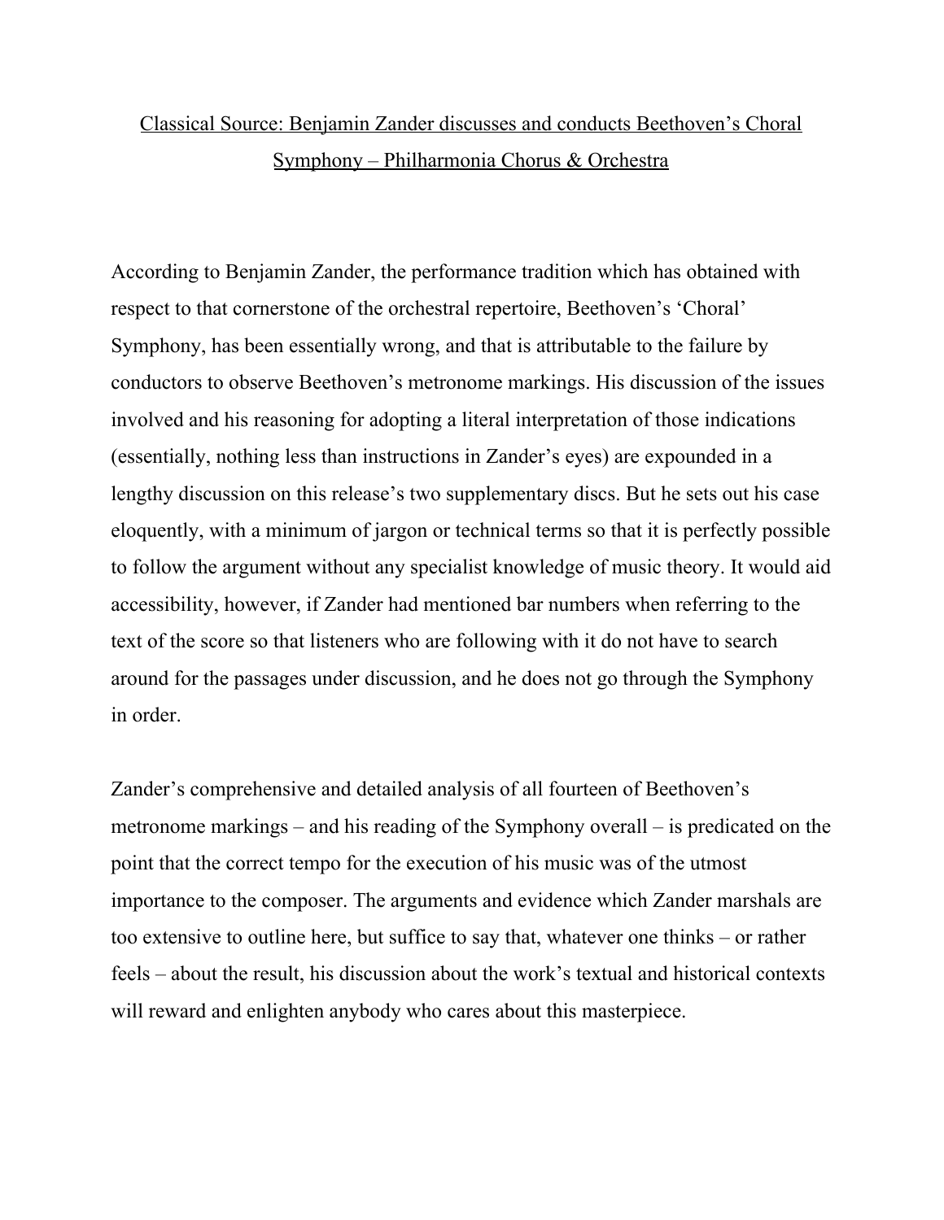Classical Source: Benjamin Zander discusses and conducts Beethoven's Choral Symphony – Philharmonia Chorus & Orchestra

According to Benjamin Zander, the performance tradition which has obtained with respect to that cornerstone of the orchestral repertoire, Beethoven's 'Choral' Symphony, has been essentially wrong, and that is attributable to the failure by conductors to observe Beethoven's metronome markings. His discussion of the issues involved and his reasoning for adopting a literal interpretation of those indications (essentially, nothing less than instructions in Zander's eyes) are expounded in a lengthy discussion on this release's two supplementary discs. But he sets out his case eloquently, with a minimum of jargon or technical terms so that it is perfectly possible to follow the argument without any specialist knowledge of music theory. It would aid accessibility, however, if Zander had mentioned bar numbers when referring to the text of the score so that listeners who are following with it do not have to search around for the passages under discussion, and he does not go through the Symphony in order.

Zander's comprehensive and detailed analysis of all fourteen of Beethoven's metronome markings – and his reading of the Symphony overall – is predicated on the point that the correct tempo for the execution of his music was of the utmost importance to the composer. The arguments and evidence which Zander marshals are too extensive to outline here, but suffice to say that, whatever one thinks – or rather feels – about the result, his discussion about the work's textual and historical contexts will reward and enlighten anybody who cares about this masterpiece.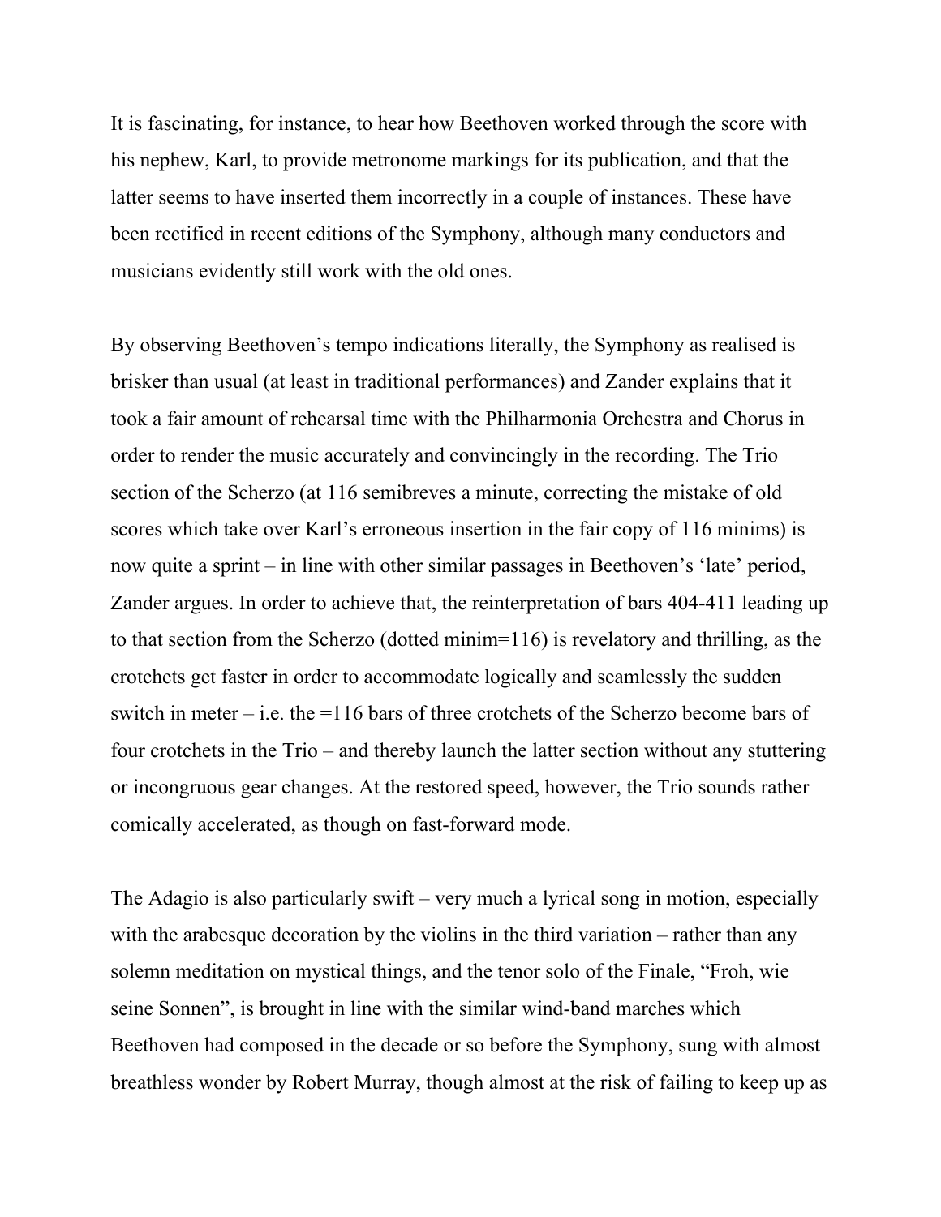It is fascinating, for instance, to hear how Beethoven worked through the score with his nephew, Karl, to provide metronome markings for its publication, and that the latter seems to have inserted them incorrectly in a couple of instances. These have been rectified in recent editions of the Symphony, although many conductors and musicians evidently still work with the old ones.

By observing Beethoven's tempo indications literally, the Symphony as realised is brisker than usual (at least in traditional performances) and Zander explains that it took a fair amount of rehearsal time with the Philharmonia Orchestra and Chorus in order to render the music accurately and convincingly in the recording. The Trio section of the Scherzo (at 116 semibreves a minute, correcting the mistake of old scores which take over Karl's erroneous insertion in the fair copy of 116 minims) is now quite a sprint – in line with other similar passages in Beethoven's 'late' period, Zander argues. In order to achieve that, the reinterpretation of bars 404-411 leading up to that section from the Scherzo (dotted minim=116) is revelatory and thrilling, as the crotchets get faster in order to accommodate logically and seamlessly the sudden switch in meter – i.e. the =116 bars of three crotchets of the Scherzo become bars of four crotchets in the Trio – and thereby launch the latter section without any stuttering or incongruous gear changes. At the restored speed, however, the Trio sounds rather comically accelerated, as though on fast-forward mode.

The Adagio is also particularly swift – very much a lyrical song in motion, especially with the arabesque decoration by the violins in the third variation – rather than any solemn meditation on mystical things, and the tenor solo of the Finale, "Froh, wie seine Sonnen", is brought in line with the similar wind-band marches which Beethoven had composed in the decade or so before the Symphony, sung with almost breathless wonder by Robert Murray, though almost at the risk of failing to keep up as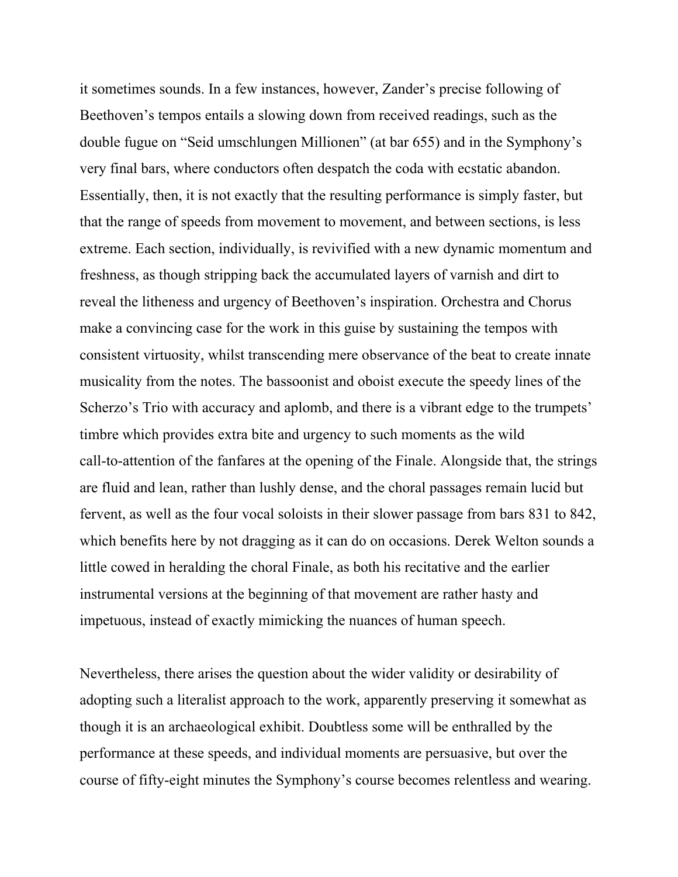it sometimes sounds. In a few instances, however, Zander's precise following of Beethoven's tempos entails a slowing down from received readings, such as the double fugue on "Seid umschlungen Millionen" (at bar 655) and in the Symphony's very final bars, where conductors often despatch the coda with ecstatic abandon. Essentially, then, it is not exactly that the resulting performance is simply faster, but that the range of speeds from movement to movement, and between sections, is less extreme. Each section, individually, is revivified with a new dynamic momentum and freshness, as though stripping back the accumulated layers of varnish and dirt to reveal the litheness and urgency of Beethoven's inspiration. Orchestra and Chorus make a convincing case for the work in this guise by sustaining the tempos with consistent virtuosity, whilst transcending mere observance of the beat to create innate musicality from the notes. The bassoonist and oboist execute the speedy lines of the Scherzo's Trio with accuracy and aplomb, and there is a vibrant edge to the trumpets' timbre which provides extra bite and urgency to such moments as the wild call-to-attention of the fanfares at the opening of the Finale. Alongside that, the strings are fluid and lean, rather than lushly dense, and the choral passages remain lucid but fervent, as well as the four vocal soloists in their slower passage from bars 831 to 842, which benefits here by not dragging as it can do on occasions. Derek Welton sounds a little cowed in heralding the choral Finale, as both his recitative and the earlier instrumental versions at the beginning of that movement are rather hasty and impetuous, instead of exactly mimicking the nuances of human speech.

Nevertheless, there arises the question about the wider validity or desirability of adopting such a literalist approach to the work, apparently preserving it somewhat as though it is an archaeological exhibit. Doubtless some will be enthralled by the performance at these speeds, and individual moments are persuasive, but over the course of fifty-eight minutes the Symphony's course becomes relentless and wearing.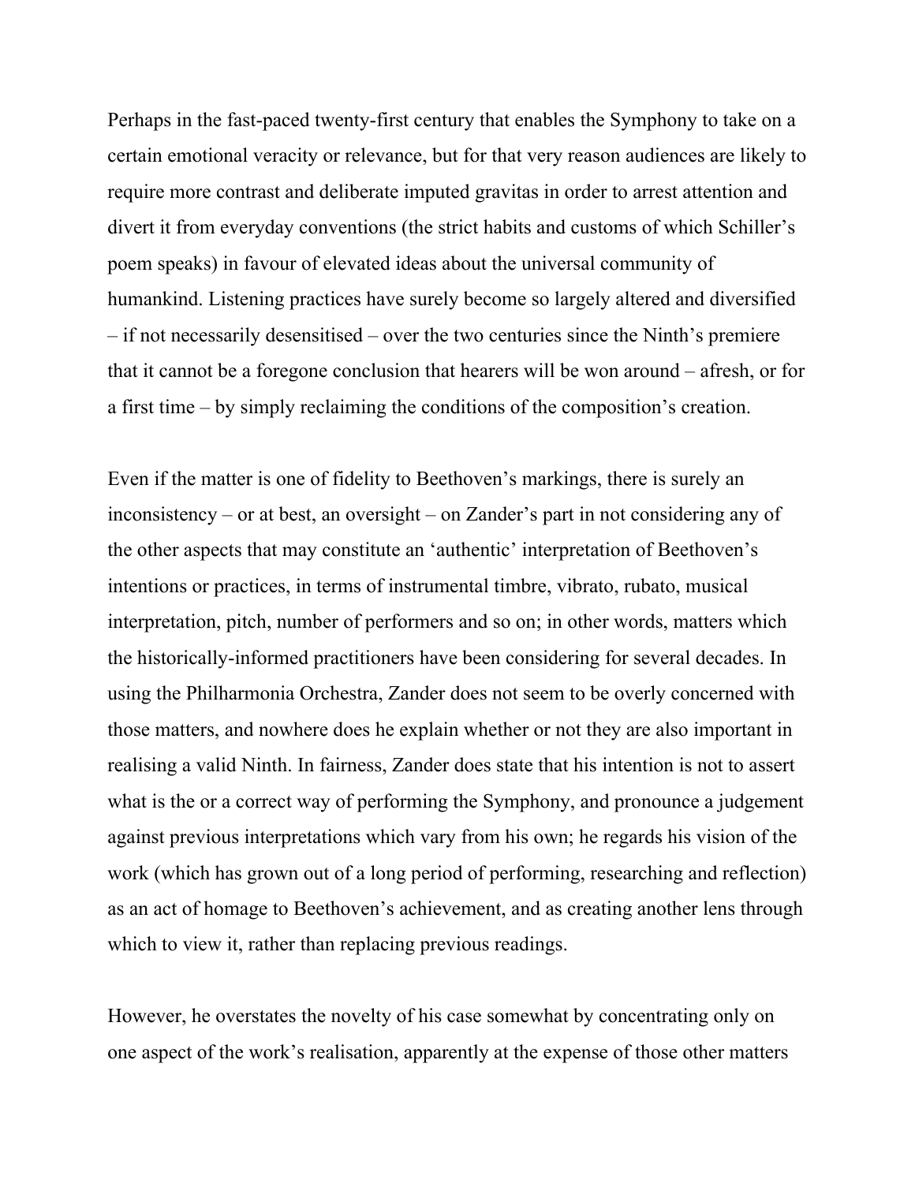Perhaps in the fast-paced twenty-first century that enables the Symphony to take on a certain emotional veracity or relevance, but for that very reason audiences are likely to require more contrast and deliberate imputed gravitas in order to arrest attention and divert it from everyday conventions (the strict habits and customs of which Schiller's poem speaks) in favour of elevated ideas about the universal community of humankind. Listening practices have surely become so largely altered and diversified – if not necessarily desensitised – over the two centuries since the Ninth's premiere that it cannot be a foregone conclusion that hearers will be won around – afresh, or for a first time – by simply reclaiming the conditions of the composition's creation.

Even if the matter is one of fidelity to Beethoven's markings, there is surely an inconsistency – or at best, an oversight – on Zander's part in not considering any of the other aspects that may constitute an 'authentic' interpretation of Beethoven's intentions or practices, in terms of instrumental timbre, vibrato, rubato, musical interpretation, pitch, number of performers and so on; in other words, matters which the historically-informed practitioners have been considering for several decades. In using the Philharmonia Orchestra, Zander does not seem to be overly concerned with those matters, and nowhere does he explain whether or not they are also important in realising a valid Ninth. In fairness, Zander does state that his intention is not to assert what is the or a correct way of performing the Symphony, and pronounce a judgement against previous interpretations which vary from his own; he regards his vision of the work (which has grown out of a long period of performing, researching and reflection) as an act of homage to Beethoven's achievement, and as creating another lens through which to view it, rather than replacing previous readings.

However, he overstates the novelty of his case somewhat by concentrating only on one aspect of the work's realisation, apparently at the expense of those other matters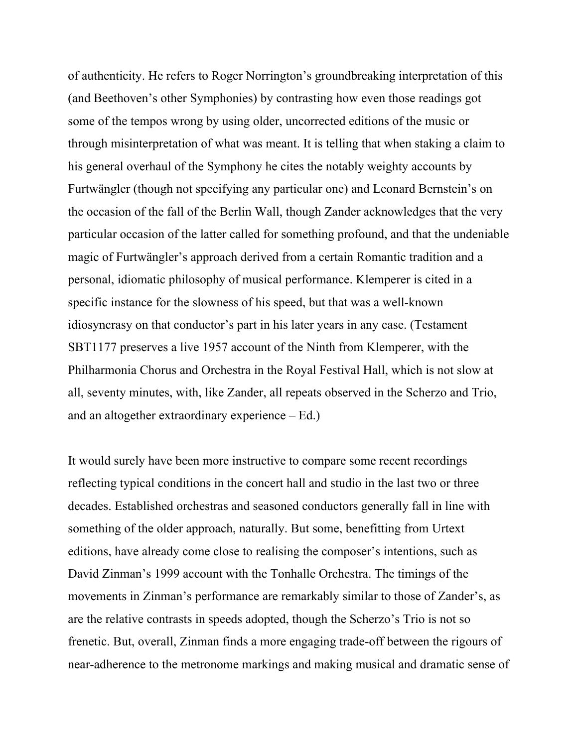of authenticity. He refers to Roger Norrington's groundbreaking interpretation of this (and Beethoven's other Symphonies) by contrasting how even those readings got some of the tempos wrong by using older, uncorrected editions of the music or through misinterpretation of what was meant. It is telling that when staking a claim to his general overhaul of the Symphony he cites the notably weighty accounts by Furtwängler (though not specifying any particular one) and Leonard Bernstein's on the occasion of the fall of the Berlin Wall, though Zander acknowledges that the very particular occasion of the latter called for something profound, and that the undeniable magic of Furtwängler's approach derived from a certain Romantic tradition and a personal, idiomatic philosophy of musical performance. Klemperer is cited in a specific instance for the slowness of his speed, but that was a well-known idiosyncrasy on that conductor's part in his later years in any case. (Testament SBT1177 preserves a live 1957 account of the Ninth from Klemperer, with the Philharmonia Chorus and Orchestra in the Royal Festival Hall, which is not slow at all, seventy minutes, with, like Zander, all repeats observed in the Scherzo and Trio, and an altogether extraordinary experience – Ed.)

It would surely have been more instructive to compare some recent recordings reflecting typical conditions in the concert hall and studio in the last two or three decades. Established orchestras and seasoned conductors generally fall in line with something of the older approach, naturally. But some, benefitting from Urtext editions, have already come close to realising the composer's intentions, such as David Zinman's 1999 account with the Tonhalle Orchestra. The timings of the movements in Zinman's performance are remarkably similar to those of Zander's, as are the relative contrasts in speeds adopted, though the Scherzo's Trio is not so frenetic. But, overall, Zinman finds a more engaging trade-off between the rigours of near-adherence to the metronome markings and making musical and dramatic sense of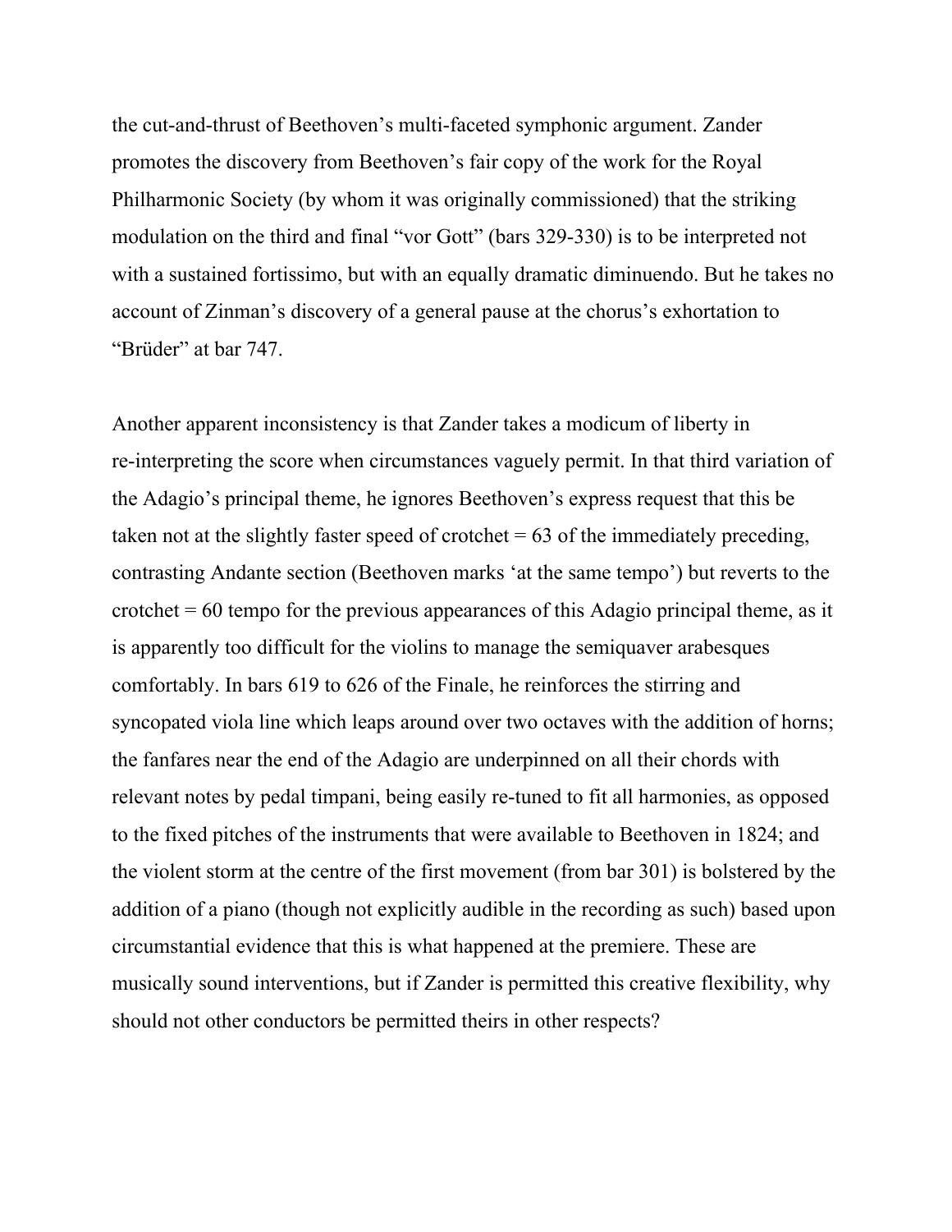the cut-and-thrust of Beethoven's multi-faceted symphonic argument. Zander promotes the discovery from Beethoven's fair copy of the work for the Royal Philharmonic Society (by whom it was originally commissioned) that the striking modulation on the third and final "vor Gott" (bars 329-330) is to be interpreted not with a sustained fortissimo, but with an equally dramatic diminuendo. But he takes no account of Zinman's discovery of a general pause at the chorus's exhortation to "Brüder" at bar 747.

Another apparent inconsistency is that Zander takes a modicum of liberty in re-interpreting the score when circumstances vaguely permit. In that third variation of the Adagio's principal theme, he ignores Beethoven's express request that this be taken not at the slightly faster speed of crotchet = 63 of the immediately preceding, contrasting Andante section (Beethoven marks 'at the same tempo') but reverts to the crotchet = 60 tempo for the previous appearances of this Adagio principal theme, as it is apparently too difficult for the violins to manage the semiquaver arabesques comfortably. In bars 619 to 626 of the Finale, he reinforces the stirring and syncopated viola line which leaps around over two octaves with the addition of horns; the fanfares near the end of the Adagio are underpinned on all their chords with relevant notes by pedal timpani, being easily re-tuned to fit all harmonies, as opposed to the fixed pitches of the instruments that were available to Beethoven in 1824; and the violent storm at the centre of the first movement (from bar 301) is bolstered by the addition of a piano (though not explicitly audible in the recording as such) based upon circumstantial evidence that this is what happened at the premiere. These are musically sound interventions, but if Zander is permitted this creative flexibility, why should not other conductors be permitted theirs in other respects?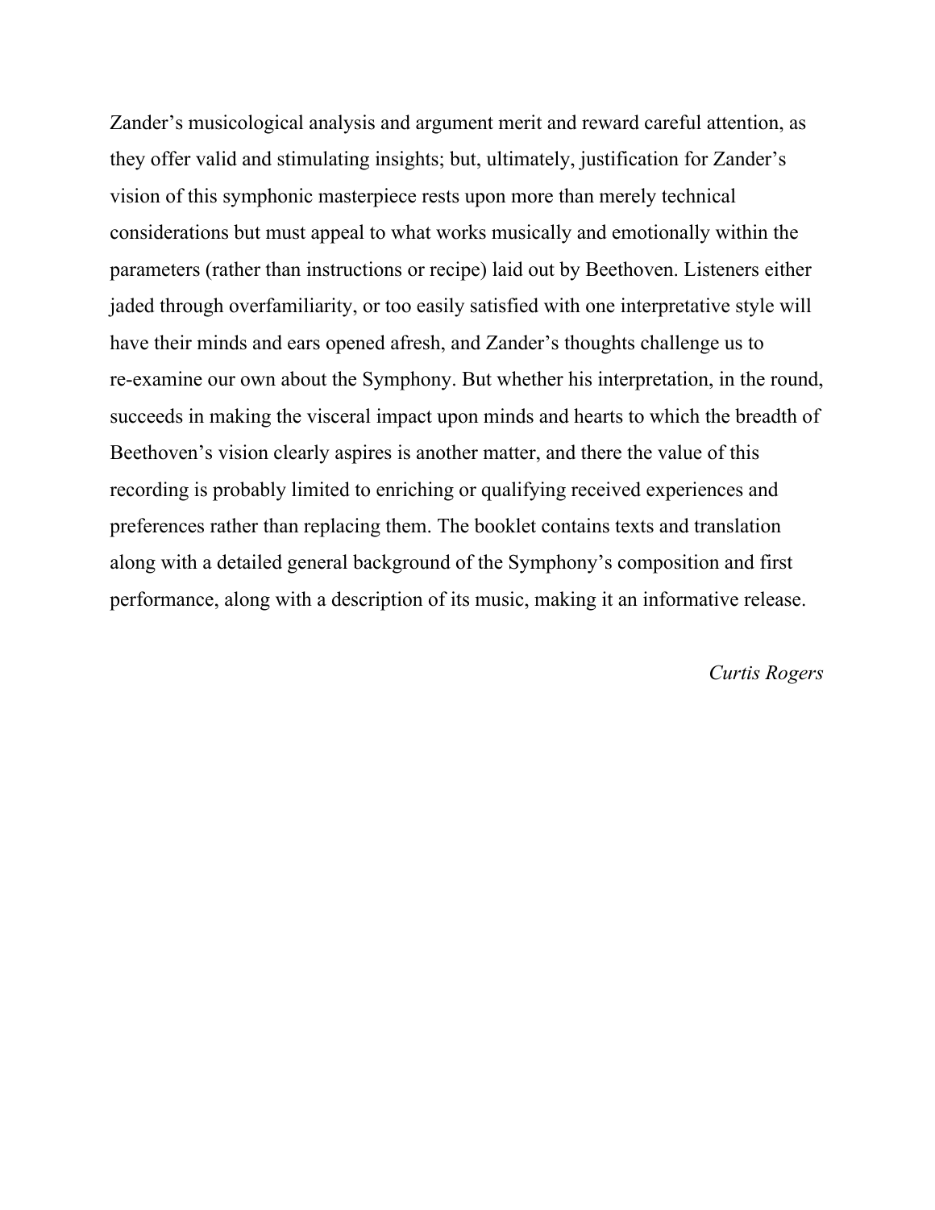Zander's musicological analysis and argument merit and reward careful attention, as they offer valid and stimulating insights; but, ultimately, justification for Zander's vision of this symphonic masterpiece rests upon more than merely technical considerations but must appeal to what works musically and emotionally within the parameters (rather than instructions or recipe) laid out by Beethoven. Listeners either jaded through overfamiliarity, or too easily satisfied with one interpretative style will have their minds and ears opened afresh, and Zander's thoughts challenge us to re-examine our own about the Symphony. But whether his interpretation, in the round, succeeds in making the visceral impact upon minds and hearts to which the breadth of Beethoven's vision clearly aspires is another matter, and there the value of this recording is probably limited to enriching or qualifying received experiences and preferences rather than replacing them. The booklet contains texts and translation along with a detailed general background of the Symphony's composition and first performance, along with a description of its music, making it an informative release.

*Curtis Rogers*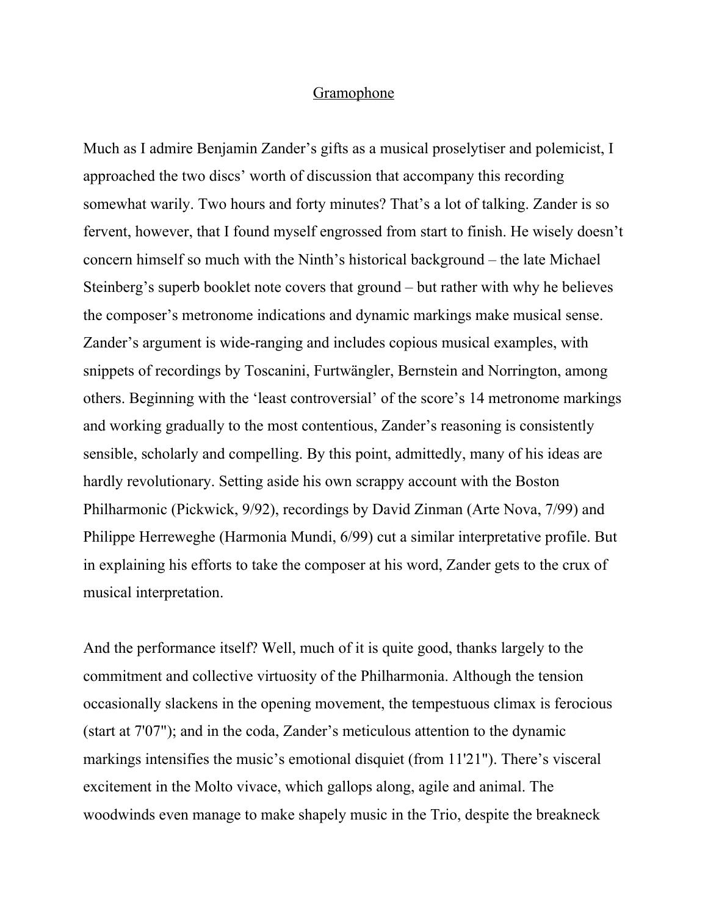Gramophone

Much as I admire Benjamin Zander's gifts as a musical proselytiser and polemicist, I approached the two discs' worth of discussion that accompany this recording somewhat warily. Two hours and forty minutes? That's a lot of talking. Zander is so fervent, however, that I found myself engrossed from start to finish. He wisely doesn't concern himself so much with the Ninth's historical background – the late Michael Steinberg's superb booklet note covers that ground – but rather with why he believes the composer's metronome indications and dynamic markings make musical sense. Zander's argument is wide-ranging and includes copious musical examples, with snippets of recordings by Toscanini, Furtwängler, Bernstein and Norrington, among others. Beginning with the 'least controversial' of the score's 14 metronome markings and working gradually to the most contentious, Zander's reasoning is consistently sensible, scholarly and compelling. By this point, admittedly, many of his ideas are hardly revolutionary. Setting aside his own scrappy account with the Boston Philharmonic (Pickwick, 9/92), recordings by David Zinman (Arte Nova, 7/99) and Philippe Herreweghe (Harmonia Mundi, 6/99) cut a similar interpretative profile. But in explaining his efforts to take the composer at his word, Zander gets to the crux of musical interpretation.

And the performance itself? Well, much of it is quite good, thanks largely to the commitment and collective virtuosity of the Philharmonia. Although the tension occasionally slackens in the opening movement, the tempestuous climax is ferocious (start at 7'07"); and in the coda, Zander's meticulous attention to the dynamic markings intensifies the music's emotional disquiet (from 11'21"). There's visceral excitement in the Molto vivace, which gallops along, agile and animal. The woodwinds even manage to make shapely music in the Trio, despite the breakneck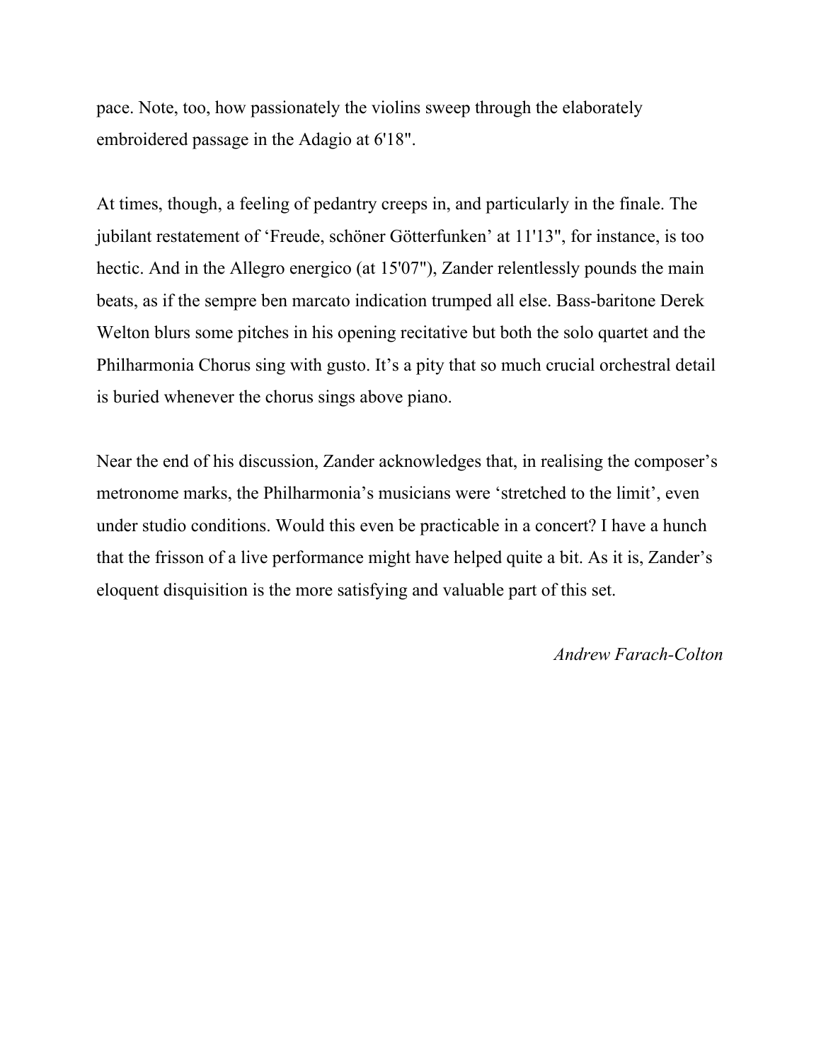pace. Note, too, how passionately the violins sweep through the elaborately embroidered passage in the Adagio at 6'18".

At times, though, a feeling of pedantry creeps in, and particularly in the finale. The jubilant restatement of 'Freude, schöner Götterfunken' at 11'13", for instance, is too hectic. And in the Allegro energico (at 15'07"), Zander relentlessly pounds the main beats, as if the sempre ben marcato indication trumped all else. Bass-baritone Derek Welton blurs some pitches in his opening recitative but both the solo quartet and the Philharmonia Chorus sing with gusto. It's a pity that so much crucial orchestral detail is buried whenever the chorus sings above piano.

Near the end of his discussion, Zander acknowledges that, in realising the composer's metronome marks, the Philharmonia's musicians were 'stretched to the limit', even under studio conditions. Would this even be practicable in a concert? I have a hunch that the frisson of a live performance might have helped quite a bit. As it is, Zander's eloquent disquisition is the more satisfying and valuable part of this set.

*Andrew Farach-Colton*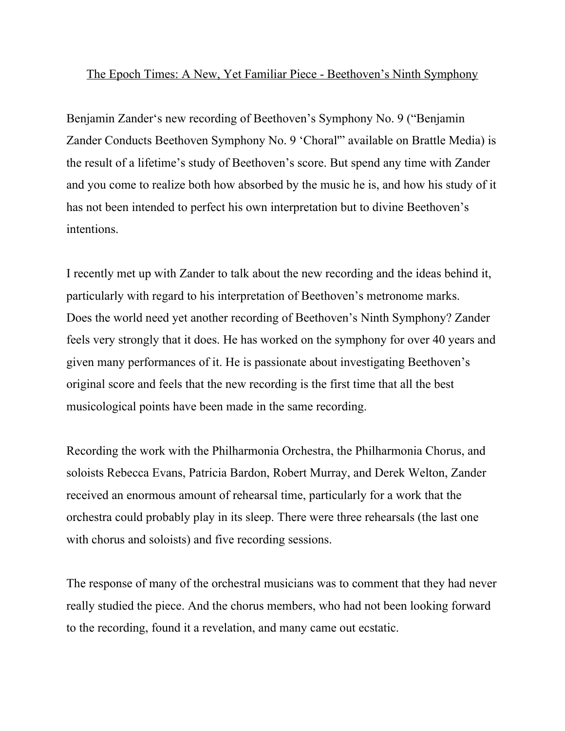The Epoch Times: A New, Yet Familiar Piece - Beethoven's Ninth Symphony

Benjamin Zander's new recording of Beethoven's Symphony No. 9 ("Benjamin Zander Conducts Beethoven Symphony No. 9 'Choral'" available on Brattle Media) is the result of a lifetime's study of Beethoven's score. But spend any time with Zander and you come to realize both how absorbed by the music he is, and how his study of it has not been intended to perfect his own interpretation but to divine Beethoven's intentions.

I recently met up with Zander to talk about the new recording and the ideas behind it, particularly with regard to his interpretation of Beethoven's metronome marks.
Does the world need yet another recording of Beethoven's Ninth Symphony? Zander feels very strongly that it does. He has worked on the symphony for over 40 years and given many performances of it. He is passionate about investigating Beethoven's original score and feels that the new recording is the first time that all the best musicological points have been made in the same recording.

Recording the work with the Philharmonia Orchestra, the Philharmonia Chorus, and soloists Rebecca Evans, Patricia Bardon, Robert Murray, and Derek Welton, Zander received an enormous amount of rehearsal time, particularly for a work that the orchestra could probably play in its sleep. There were three rehearsals (the last one with chorus and soloists) and five recording sessions.

The response of many of the orchestral musicians was to comment that they had never really studied the piece. And the chorus members, who had not been looking forward to the recording, found it a revelation, and many came out ecstatic.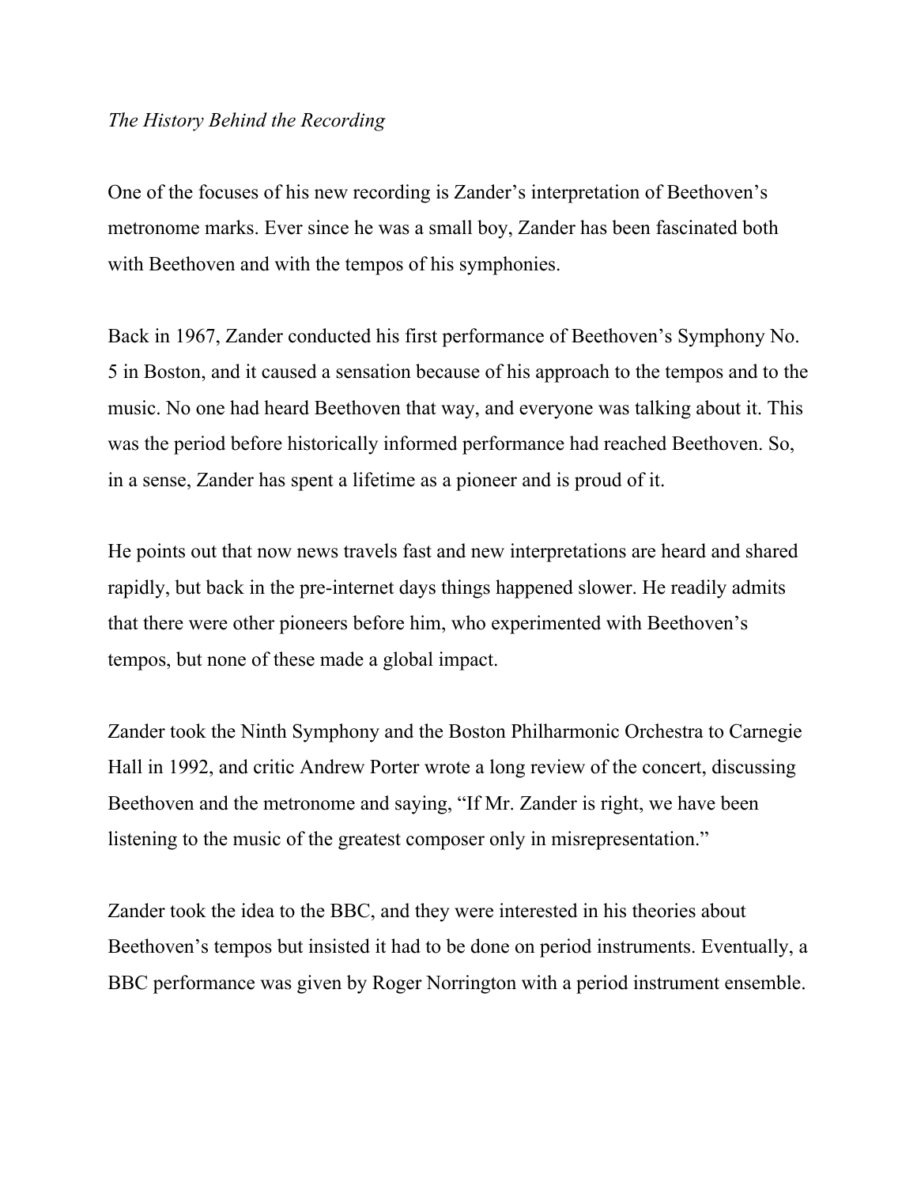*The History Behind the Recording*

One of the focuses of his new recording is Zander's interpretation of Beethoven's metronome marks. Ever since he was a small boy, Zander has been fascinated both with Beethoven and with the tempos of his symphonies.

Back in 1967, Zander conducted his first performance of Beethoven's Symphony No. 5 in Boston, and it caused a sensation because of his approach to the tempos and to the music. No one had heard Beethoven that way, and everyone was talking about it. This was the period before historically informed performance had reached Beethoven. So, in a sense, Zander has spent a lifetime as a pioneer and is proud of it.

He points out that now news travels fast and new interpretations are heard and shared rapidly, but back in the pre-internet days things happened slower. He readily admits that there were other pioneers before him, who experimented with Beethoven's tempos, but none of these made a global impact.

Zander took the Ninth Symphony and the Boston Philharmonic Orchestra to Carnegie Hall in 1992, and critic Andrew Porter wrote a long review of the concert, discussing Beethoven and the metronome and saying, "If Mr. Zander is right, we have been listening to the music of the greatest composer only in misrepresentation."

Zander took the idea to the BBC, and they were interested in his theories about Beethoven's tempos but insisted it had to be done on period instruments. Eventually, a BBC performance was given by Roger Norrington with a period instrument ensemble.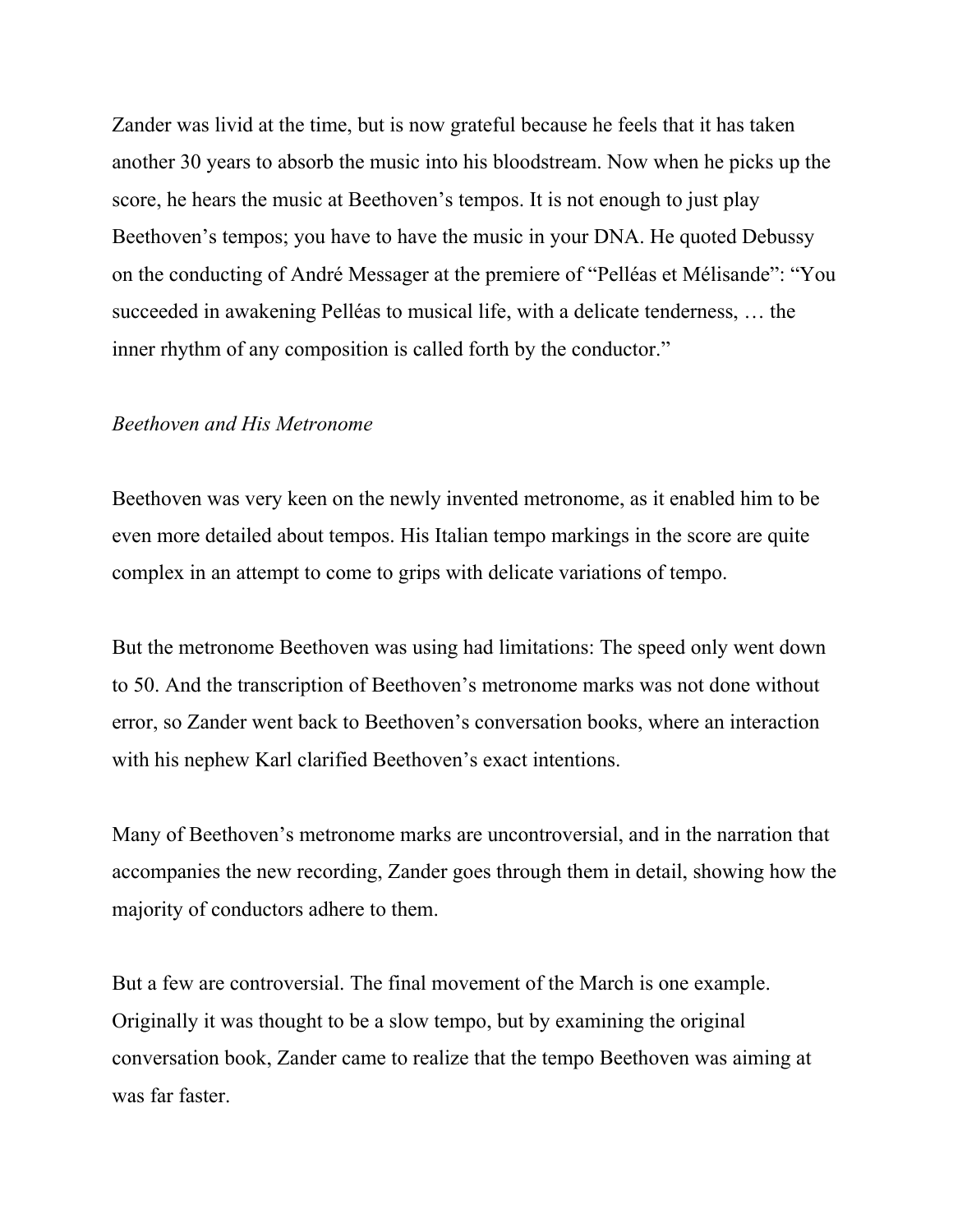Zander was livid at the time, but is now grateful because he feels that it has taken another 30 years to absorb the music into his bloodstream. Now when he picks up the score, he hears the music at Beethoven's tempos. It is not enough to just play Beethoven's tempos; you have to have the music in your DNA. He quoted Debussy on the conducting of André Messager at the premiere of "Pelléas et Mélisande": "You succeeded in awakening Pelléas to musical life, with a delicate tenderness, … the inner rhythm of any composition is called forth by the conductor."

*Beethoven and His Metronome*

Beethoven was very keen on the newly invented metronome, as it enabled him to be even more detailed about tempos. His Italian tempo markings in the score are quite complex in an attempt to come to grips with delicate variations of tempo.

But the metronome Beethoven was using had limitations: The speed only went down to 50. And the transcription of Beethoven's metronome marks was not done without error, so Zander went back to Beethoven's conversation books, where an interaction with his nephew Karl clarified Beethoven's exact intentions.

Many of Beethoven's metronome marks are uncontroversial, and in the narration that accompanies the new recording, Zander goes through them in detail, showing how the majority of conductors adhere to them.

But a few are controversial. The final movement of the March is one example. Originally it was thought to be a slow tempo, but by examining the original conversation book, Zander came to realize that the tempo Beethoven was aiming at was far faster.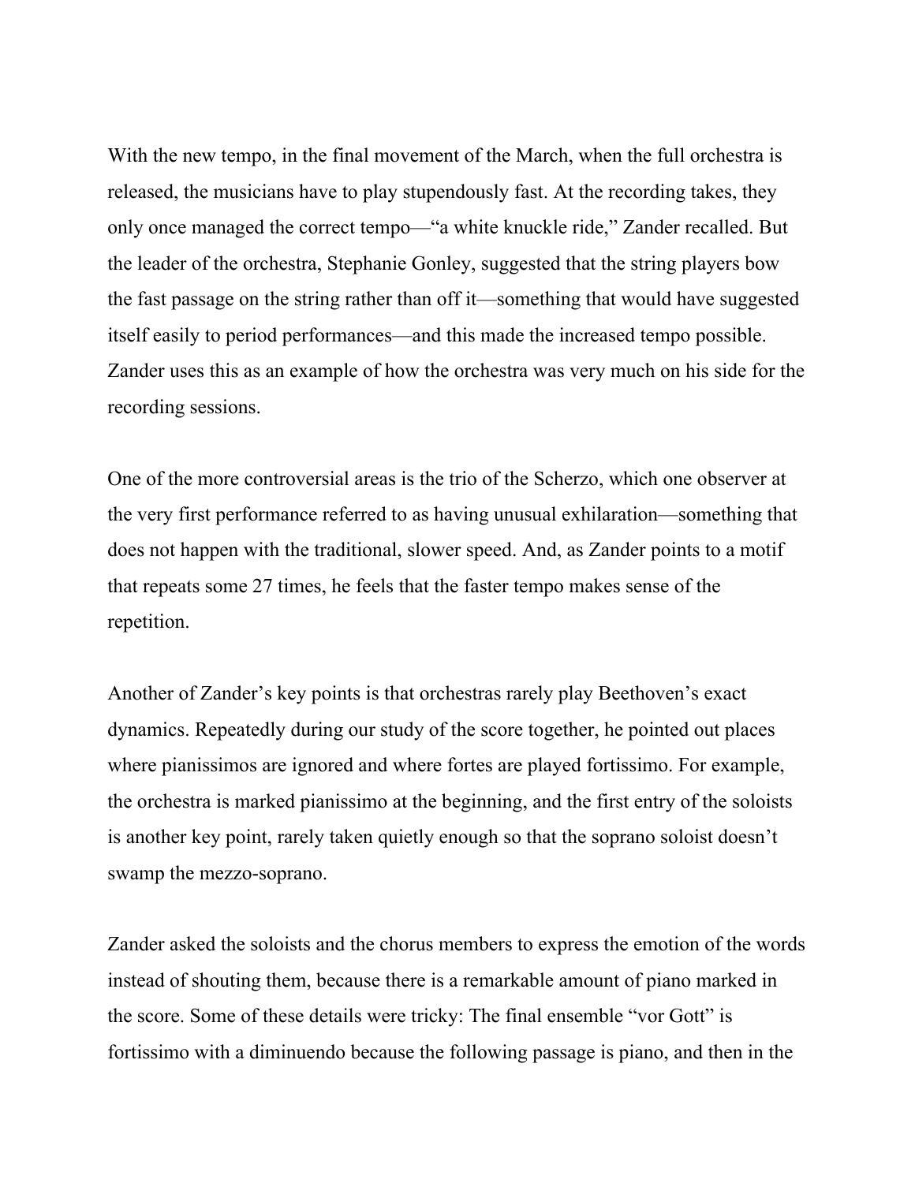With the new tempo, in the final movement of the March, when the full orchestra is released, the musicians have to play stupendously fast. At the recording takes, they only once managed the correct tempo—"a white knuckle ride," Zander recalled. But the leader of the orchestra, Stephanie Gonley, suggested that the string players bow the fast passage on the string rather than off it—something that would have suggested itself easily to period performances—and this made the increased tempo possible. Zander uses this as an example of how the orchestra was very much on his side for the recording sessions.

One of the more controversial areas is the trio of the Scherzo, which one observer at the very first performance referred to as having unusual exhilaration—something that does not happen with the traditional, slower speed. And, as Zander points to a motif that repeats some 27 times, he feels that the faster tempo makes sense of the repetition.

Another of Zander's key points is that orchestras rarely play Beethoven's exact dynamics. Repeatedly during our study of the score together, he pointed out places where pianissimos are ignored and where fortes are played fortissimo. For example, the orchestra is marked pianissimo at the beginning, and the first entry of the soloists is another key point, rarely taken quietly enough so that the soprano soloist doesn't swamp the mezzo-soprano.

Zander asked the soloists and the chorus members to express the emotion of the words instead of shouting them, because there is a remarkable amount of piano marked in the score. Some of these details were tricky: The final ensemble "vor Gott" is fortissimo with a diminuendo because the following passage is piano, and then in the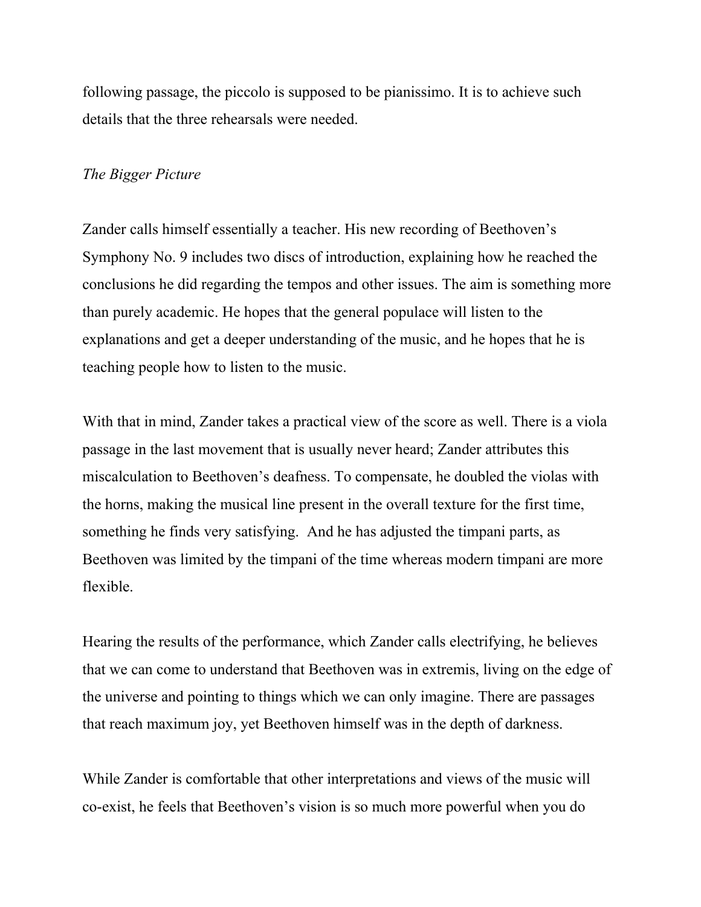following passage, the piccolo is supposed to be pianissimo. It is to achieve such details that the three rehearsals were needed.

*The Bigger Picture*

Zander calls himself essentially a teacher. His new recording of Beethoven's Symphony No. 9 includes two discs of introduction, explaining how he reached the conclusions he did regarding the tempos and other issues. The aim is something more than purely academic. He hopes that the general populace will listen to the explanations and get a deeper understanding of the music, and he hopes that he is teaching people how to listen to the music.

With that in mind, Zander takes a practical view of the score as well. There is a viola passage in the last movement that is usually never heard; Zander attributes this miscalculation to Beethoven's deafness. To compensate, he doubled the violas with the horns, making the musical line present in the overall texture for the first time, something he finds very satisfying. And he has adjusted the timpani parts, as Beethoven was limited by the timpani of the time whereas modern timpani are more flexible.

Hearing the results of the performance, which Zander calls electrifying, he believes that we can come to understand that Beethoven was in extremis, living on the edge of the universe and pointing to things which we can only imagine. There are passages that reach maximum joy, yet Beethoven himself was in the depth of darkness.

While Zander is comfortable that other interpretations and views of the music will co-exist, he feels that Beethoven's vision is so much more powerful when you do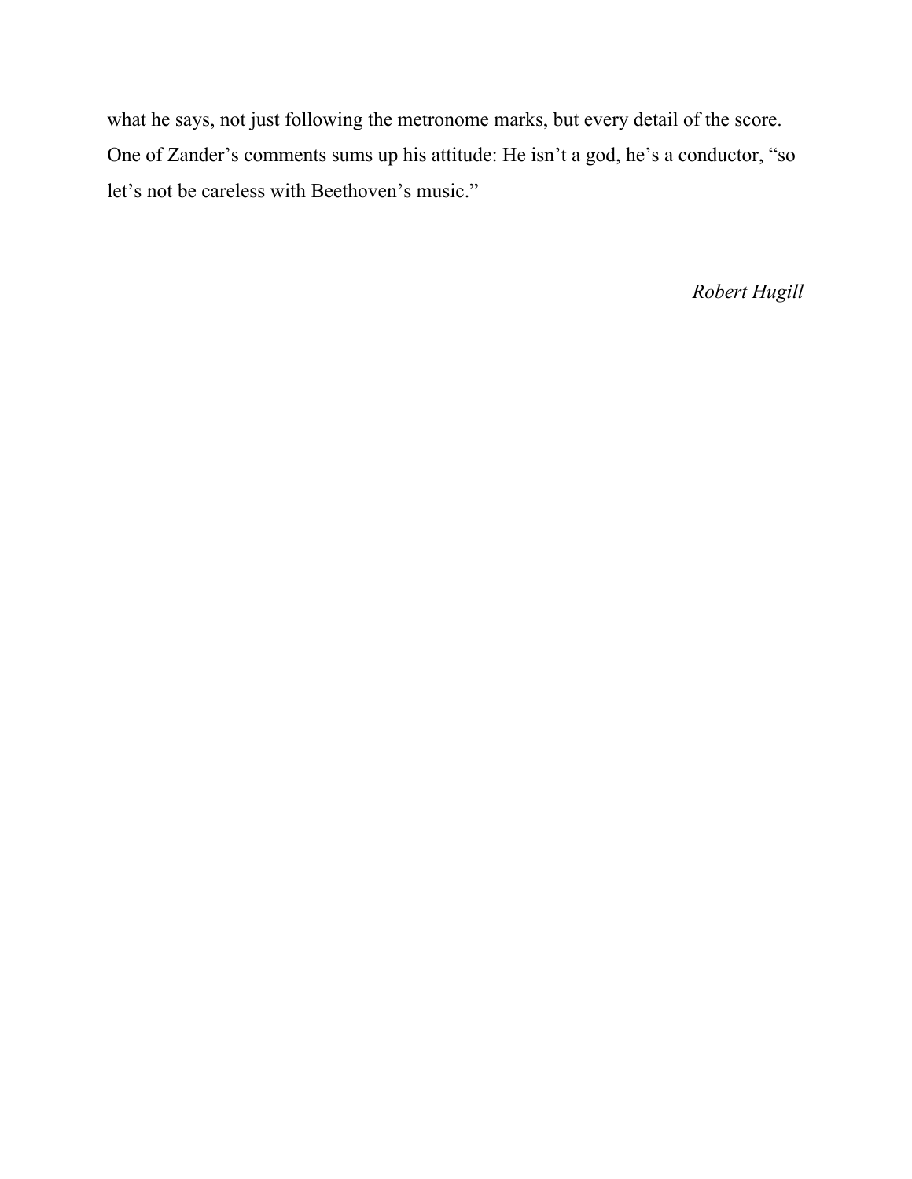what he says, not just following the metronome marks, but every detail of the score. One of Zander's comments sums up his attitude: He isn't a god, he's a conductor, "so let's not be careless with Beethoven's music."

*Robert Hugill*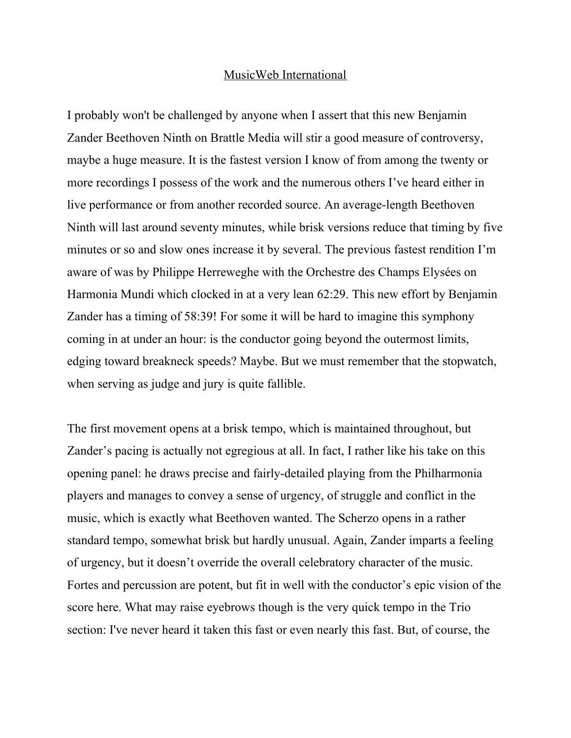MusicWeb International

I probably won't be challenged by anyone when I assert that this new Benjamin Zander Beethoven Ninth on Brattle Media will stir a good measure of controversy, maybe a huge measure. It is the fastest version I know of from among the twenty or more recordings I possess of the work and the numerous others I've heard either in live performance or from another recorded source. An average-length Beethoven Ninth will last around seventy minutes, while brisk versions reduce that timing by five minutes or so and slow ones increase it by several. The previous fastest rendition I'm aware of was by Philippe Herreweghe with the Orchestre des Champs Elysées on Harmonia Mundi which clocked in at a very lean 62:29. This new effort by Benjamin Zander has a timing of 58:39! For some it will be hard to imagine this symphony coming in at under an hour: is the conductor going beyond the outermost limits, edging toward breakneck speeds? Maybe. But we must remember that the stopwatch, when serving as judge and jury is quite fallible.

The first movement opens at a brisk tempo, which is maintained throughout, but Zander's pacing is actually not egregious at all. In fact, I rather like his take on this opening panel: he draws precise and fairly-detailed playing from the Philharmonia players and manages to convey a sense of urgency, of struggle and conflict in the music, which is exactly what Beethoven wanted. The Scherzo opens in a rather standard tempo, somewhat brisk but hardly unusual. Again, Zander imparts a feeling of urgency, but it doesn't override the overall celebratory character of the music. Fortes and percussion are potent, but fit in well with the conductor's epic vision of the score here. What may raise eyebrows though is the very quick tempo in the Trio section: I've never heard it taken this fast or even nearly this fast. But, of course, the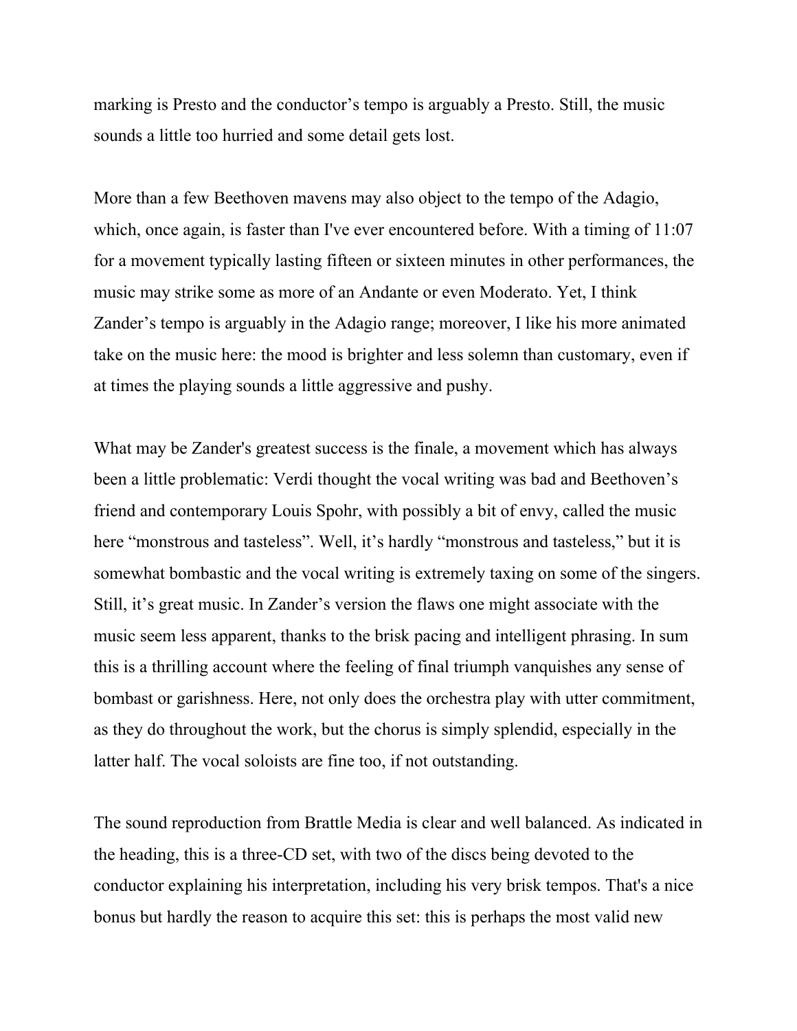marking is Presto and the conductor's tempo is arguably a Presto. Still, the music sounds a little too hurried and some detail gets lost.

More than a few Beethoven mavens may also object to the tempo of the Adagio, which, once again, is faster than I've ever encountered before. With a timing of 11:07 for a movement typically lasting fifteen or sixteen minutes in other performances, the music may strike some as more of an Andante or even Moderato. Yet, I think Zander's tempo is arguably in the Adagio range; moreover, I like his more animated take on the music here: the mood is brighter and less solemn than customary, even if at times the playing sounds a little aggressive and pushy.

What may be Zander's greatest success is the finale, a movement which has always been a little problematic: Verdi thought the vocal writing was bad and Beethoven's friend and contemporary Louis Spohr, with possibly a bit of envy, called the music here "monstrous and tasteless". Well, it's hardly "monstrous and tasteless," but it is somewhat bombastic and the vocal writing is extremely taxing on some of the singers. Still, it's great music. In Zander's version the flaws one might associate with the music seem less apparent, thanks to the brisk pacing and intelligent phrasing. In sum this is a thrilling account where the feeling of final triumph vanquishes any sense of bombast or garishness. Here, not only does the orchestra play with utter commitment, as they do throughout the work, but the chorus is simply splendid, especially in the latter half. The vocal soloists are fine too, if not outstanding.

The sound reproduction from Brattle Media is clear and well balanced. As indicated in the heading, this is a three-CD set, with two of the discs being devoted to the conductor explaining his interpretation, including his very brisk tempos. That's a nice bonus but hardly the reason to acquire this set: this is perhaps the most valid new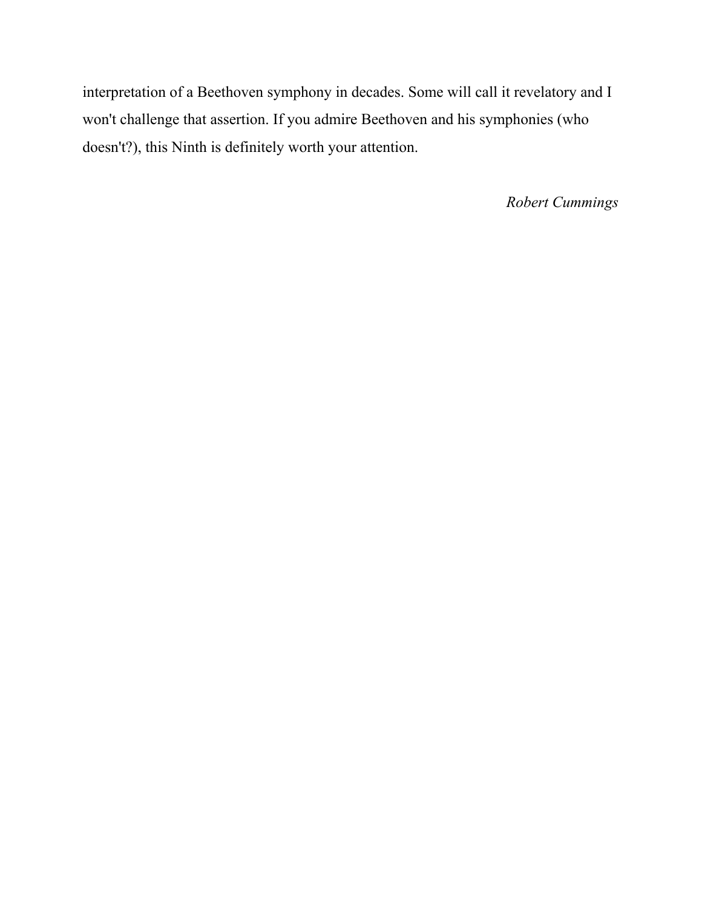interpretation of a Beethoven symphony in decades. Some will call it revelatory and I won't challenge that assertion. If you admire Beethoven and his symphonies (who doesn't?), this Ninth is definitely worth your attention.

*Robert Cummings*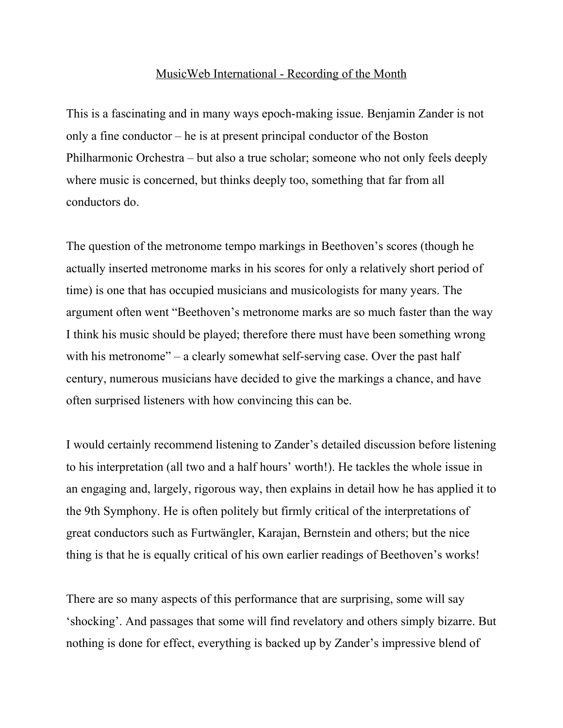MusicWeb International - Recording of the Month

This is a fascinating and in many ways epoch-making issue. Benjamin Zander is not only a fine conductor – he is at present principal conductor of the Boston Philharmonic Orchestra – but also a true scholar; someone who not only feels deeply where music is concerned, but thinks deeply too, something that far from all conductors do.

The question of the metronome tempo markings in Beethoven's scores (though he actually inserted metronome marks in his scores for only a relatively short period of time) is one that has occupied musicians and musicologists for many years. The argument often went "Beethoven's metronome marks are so much faster than the way I think his music should be played; therefore there must have been something wrong with his metronome" – a clearly somewhat self-serving case. Over the past half century, numerous musicians have decided to give the markings a chance, and have often surprised listeners with how convincing this can be.

I would certainly recommend listening to Zander's detailed discussion before listening to his interpretation (all two and a half hours' worth!). He tackles the whole issue in an engaging and, largely, rigorous way, then explains in detail how he has applied it to the 9th Symphony. He is often politely but firmly critical of the interpretations of great conductors such as Furtwängler, Karajan, Bernstein and others; but the nice thing is that he is equally critical of his own earlier readings of Beethoven's works!

There are so many aspects of this performance that are surprising, some will say 'shocking'. And passages that some will find revelatory and others simply bizarre. But nothing is done for effect, everything is backed up by Zander's impressive blend of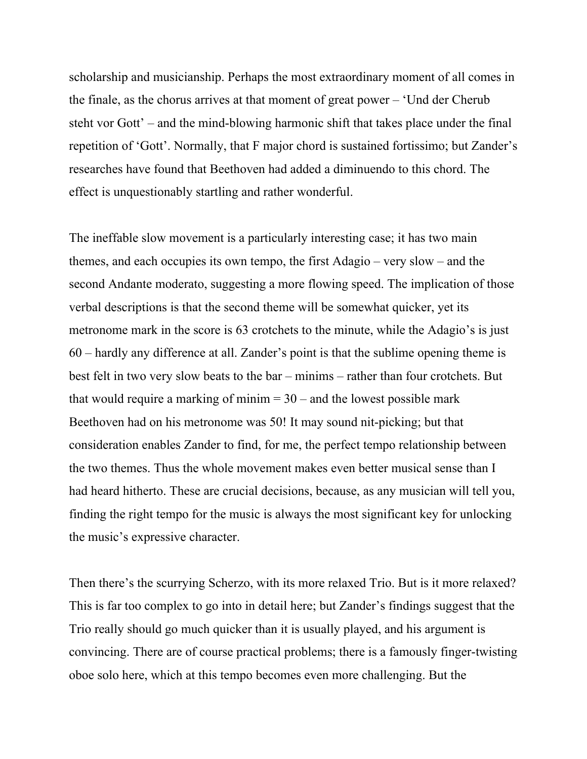scholarship and musicianship. Perhaps the most extraordinary moment of all comes in the finale, as the chorus arrives at that moment of great power – 'Und der Cherub steht vor Gott' – and the mind-blowing harmonic shift that takes place under the final repetition of 'Gott'. Normally, that F major chord is sustained fortissimo; but Zander's researches have found that Beethoven had added a diminuendo to this chord. The effect is unquestionably startling and rather wonderful.

The ineffable slow movement is a particularly interesting case; it has two main themes, and each occupies its own tempo, the first Adagio – very slow – and the second Andante moderato, suggesting a more flowing speed. The implication of those verbal descriptions is that the second theme will be somewhat quicker, yet its metronome mark in the score is 63 crotchets to the minute, while the Adagio's is just 60 – hardly any difference at all. Zander's point is that the sublime opening theme is best felt in two very slow beats to the bar – minims – rather than four crotchets. But that would require a marking of minim = 30 – and the lowest possible mark Beethoven had on his metronome was 50! It may sound nit-picking; but that consideration enables Zander to find, for me, the perfect tempo relationship between the two themes. Thus the whole movement makes even better musical sense than I had heard hitherto. These are crucial decisions, because, as any musician will tell you, finding the right tempo for the music is always the most significant key for unlocking the music's expressive character.

Then there's the scurrying Scherzo, with its more relaxed Trio. But is it more relaxed? This is far too complex to go into in detail here; but Zander's findings suggest that the Trio really should go much quicker than it is usually played, and his argument is convincing. There are of course practical problems; there is a famously finger-twisting oboe solo here, which at this tempo becomes even more challenging. But the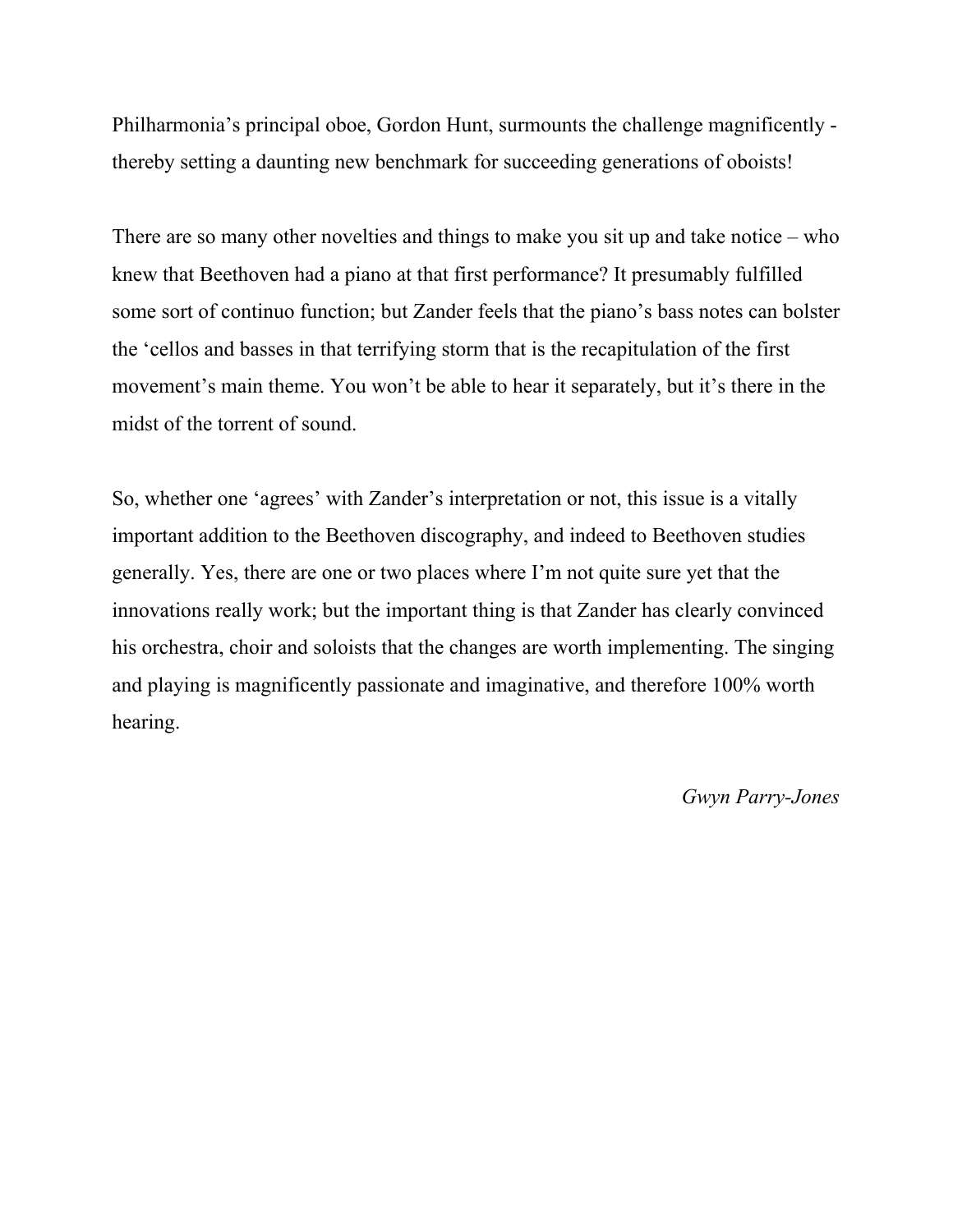Philharmonia's principal oboe, Gordon Hunt, surmounts the challenge magnificently - thereby setting a daunting new benchmark for succeeding generations of oboists!

There are so many other novelties and things to make you sit up and take notice – who knew that Beethoven had a piano at that first performance? It presumably fulfilled some sort of continuo function; but Zander feels that the piano's bass notes can bolster the 'cellos and basses in that terrifying storm that is the recapitulation of the first movement's main theme. You won't be able to hear it separately, but it's there in the midst of the torrent of sound.

So, whether one 'agrees' with Zander's interpretation or not, this issue is a vitally important addition to the Beethoven discography, and indeed to Beethoven studies generally. Yes, there are one or two places where I'm not quite sure yet that the innovations really work; but the important thing is that Zander has clearly convinced his orchestra, choir and soloists that the changes are worth implementing. The singing and playing is magnificently passionate and imaginative, and therefore 100% worth hearing.

*Gwyn Parry-Jones*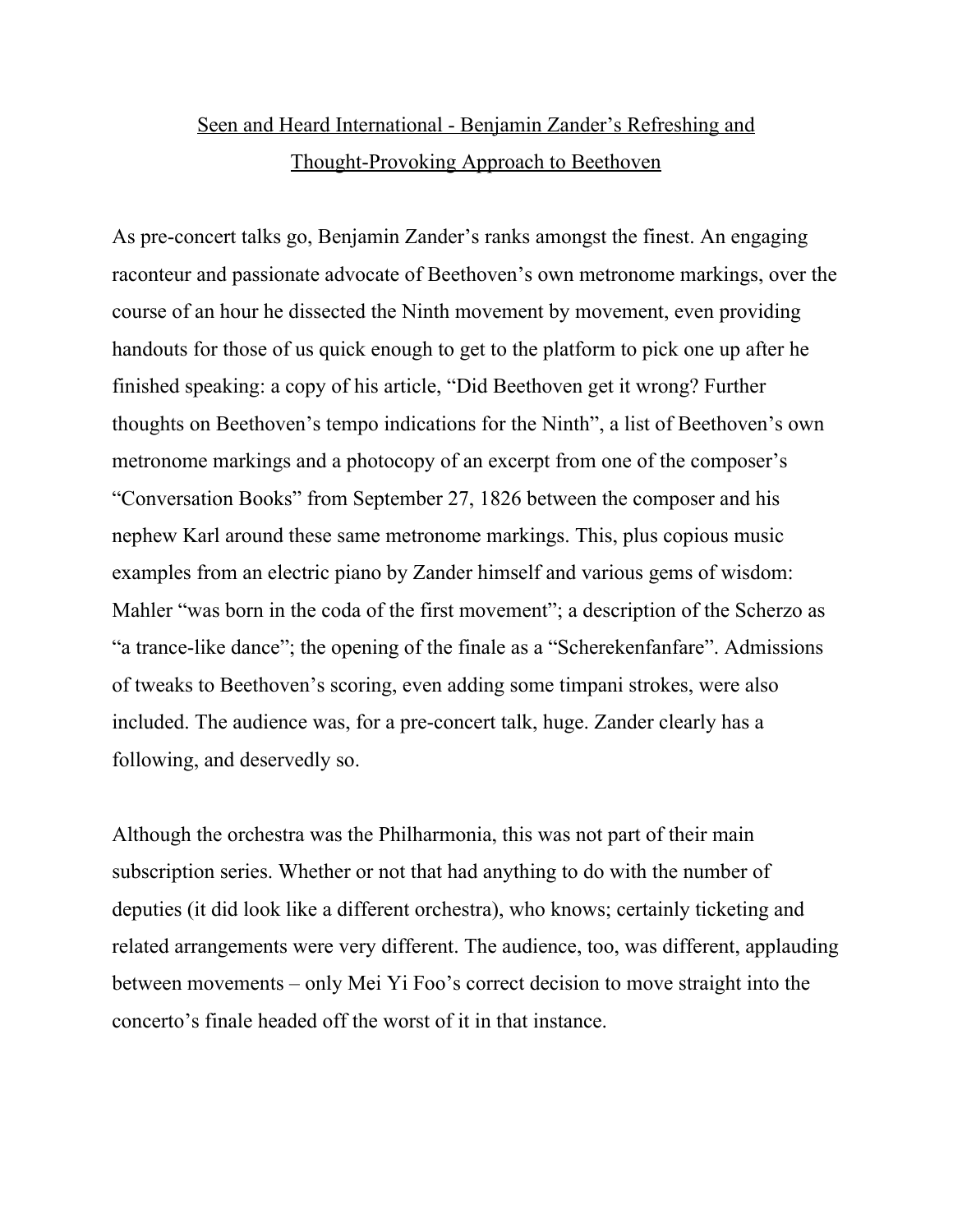## Seen and Heard International - Benjamin Zander's Refreshing and Thought-Provoking Approach to Beethoven

As pre-concert talks go, Benjamin Zander's ranks amongst the finest. An engaging raconteur and passionate advocate of Beethoven's own metronome markings, over the course of an hour he dissected the Ninth movement by movement, even providing handouts for those of us quick enough to get to the platform to pick one up after he finished speaking: a copy of his article, "Did Beethoven get it wrong? Further thoughts on Beethoven's tempo indications for the Ninth", a list of Beethoven's own metronome markings and a photocopy of an excerpt from one of the composer's "Conversation Books" from September 27, 1826 between the composer and his nephew Karl around these same metronome markings. This, plus copious music examples from an electric piano by Zander himself and various gems of wisdom: Mahler "was born in the coda of the first movement"; a description of the Scherzo as "a trance-like dance"; the opening of the finale as a "Scherekenfanfare". Admissions of tweaks to Beethoven's scoring, even adding some timpani strokes, were also included. The audience was, for a pre-concert talk, huge. Zander clearly has a following, and deservedly so.

Although the orchestra was the Philharmonia, this was not part of their main subscription series. Whether or not that had anything to do with the number of deputies (it did look like a different orchestra), who knows; certainly ticketing and related arrangements were very different. The audience, too, was different, applauding between movements – only Mei Yi Foo's correct decision to move straight into the concerto's finale headed off the worst of it in that instance.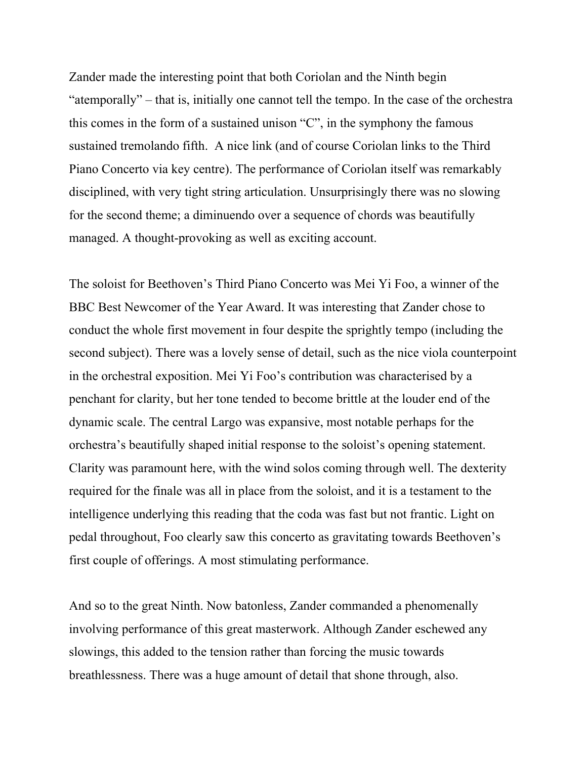Zander made the interesting point that both Coriolan and the Ninth begin "atemporally" – that is, initially one cannot tell the tempo. In the case of the orchestra this comes in the form of a sustained unison "C", in the symphony the famous sustained tremolando fifth.  A nice link (and of course Coriolan links to the Third Piano Concerto via key centre). The performance of Coriolan itself was remarkably disciplined, with very tight string articulation. Unsurprisingly there was no slowing for the second theme; a diminuendo over a sequence of chords was beautifully managed. A thought-provoking as well as exciting account.

The soloist for Beethoven's Third Piano Concerto was Mei Yi Foo, a winner of the BBC Best Newcomer of the Year Award. It was interesting that Zander chose to conduct the whole first movement in four despite the sprightly tempo (including the second subject). There was a lovely sense of detail, such as the nice viola counterpoint in the orchestral exposition. Mei Yi Foo's contribution was characterised by a penchant for clarity, but her tone tended to become brittle at the louder end of the dynamic scale. The central Largo was expansive, most notable perhaps for the orchestra's beautifully shaped initial response to the soloist's opening statement. Clarity was paramount here, with the wind solos coming through well. The dexterity required for the finale was all in place from the soloist, and it is a testament to the intelligence underlying this reading that the coda was fast but not frantic. Light on pedal throughout, Foo clearly saw this concerto as gravitating towards Beethoven's first couple of offerings. A most stimulating performance.

And so to the great Ninth. Now batonless, Zander commanded a phenomenally involving performance of this great masterwork. Although Zander eschewed any slowings, this added to the tension rather than forcing the music towards breathlessness. There was a huge amount of detail that shone through, also.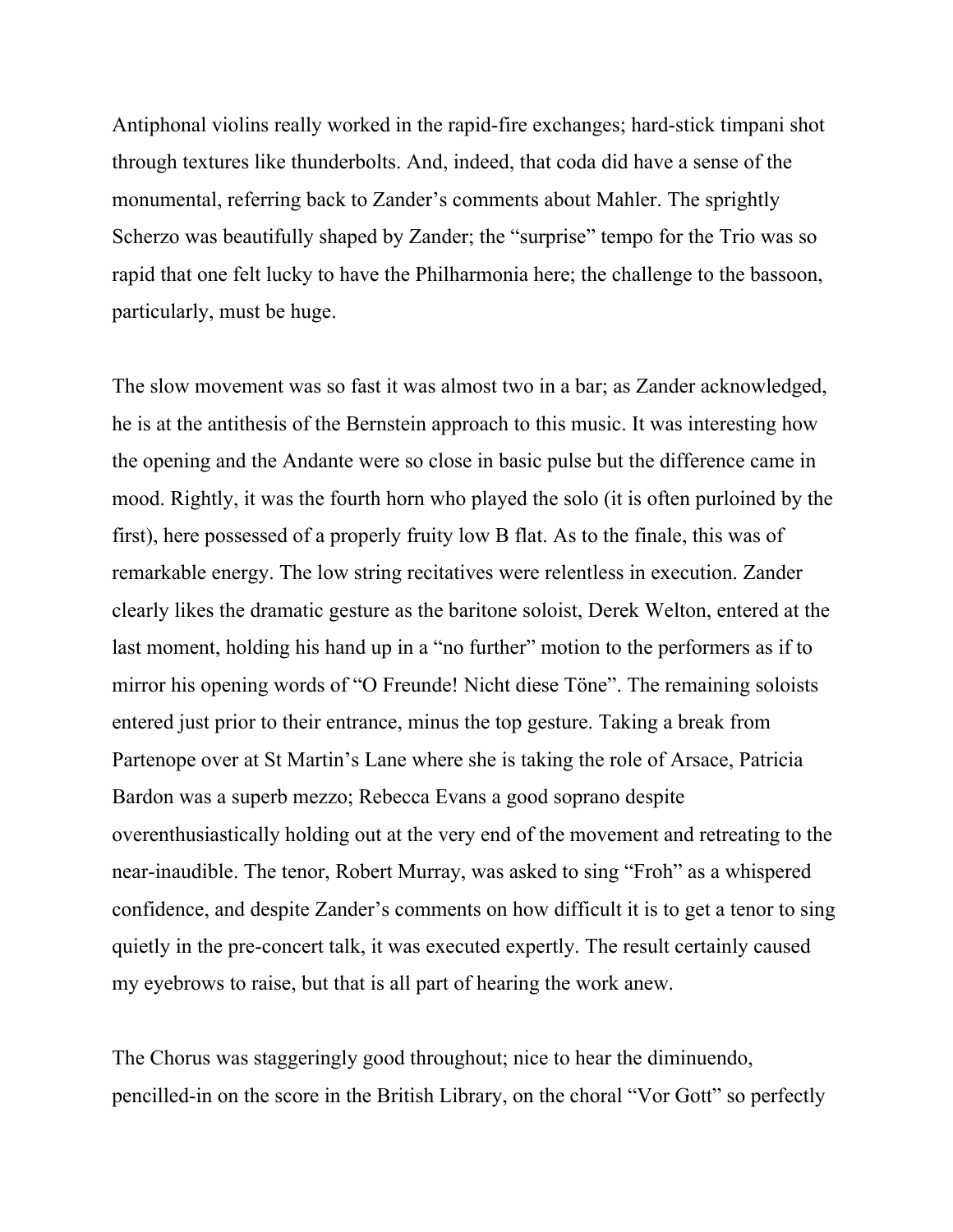Antiphonal violins really worked in the rapid-fire exchanges; hard-stick timpani shot through textures like thunderbolts. And, indeed, that coda did have a sense of the monumental, referring back to Zander's comments about Mahler. The sprightly Scherzo was beautifully shaped by Zander; the "surprise" tempo for the Trio was so rapid that one felt lucky to have the Philharmonia here; the challenge to the bassoon, particularly, must be huge.

The slow movement was so fast it was almost two in a bar; as Zander acknowledged, he is at the antithesis of the Bernstein approach to this music. It was interesting how the opening and the Andante were so close in basic pulse but the difference came in mood. Rightly, it was the fourth horn who played the solo (it is often purloined by the first), here possessed of a properly fruity low B flat. As to the finale, this was of remarkable energy. The low string recitatives were relentless in execution. Zander clearly likes the dramatic gesture as the baritone soloist, Derek Welton, entered at the last moment, holding his hand up in a "no further" motion to the performers as if to mirror his opening words of "O Freunde! Nicht diese Töne". The remaining soloists entered just prior to their entrance, minus the top gesture. Taking a break from Partenope over at St Martin's Lane where she is taking the role of Arsace, Patricia Bardon was a superb mezzo; Rebecca Evans a good soprano despite overenthusiastically holding out at the very end of the movement and retreating to the near-inaudible. The tenor, Robert Murray, was asked to sing "Froh" as a whispered confidence, and despite Zander's comments on how difficult it is to get a tenor to sing quietly in the pre-concert talk, it was executed expertly. The result certainly caused my eyebrows to raise, but that is all part of hearing the work anew.

The Chorus was staggeringly good throughout; nice to hear the diminuendo, pencilled-in on the score in the British Library, on the choral "Vor Gott" so perfectly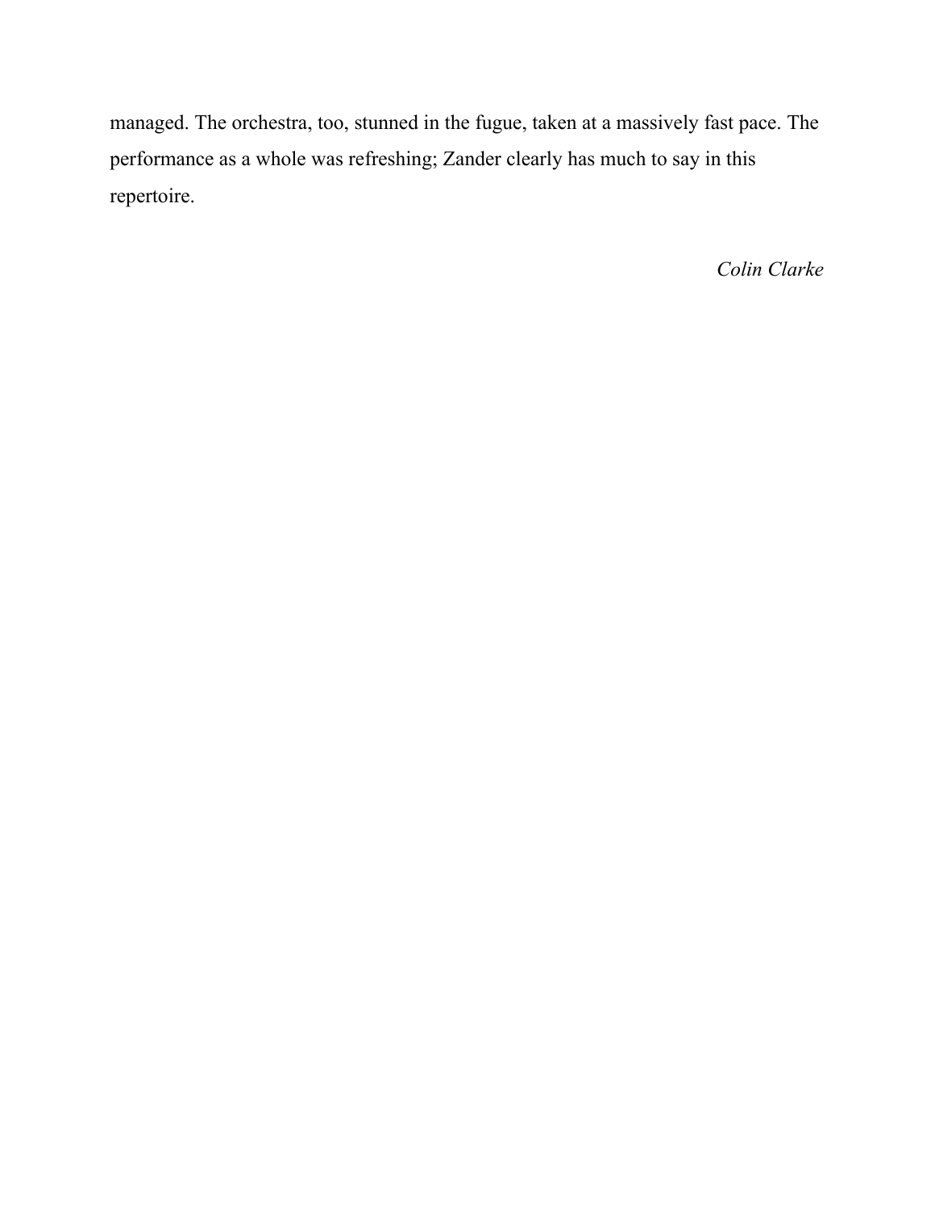managed. The orchestra, too, stunned in the fugue, taken at a massively fast pace. The performance as a whole was refreshing; Zander clearly has much to say in this repertoire.

*Colin Clarke*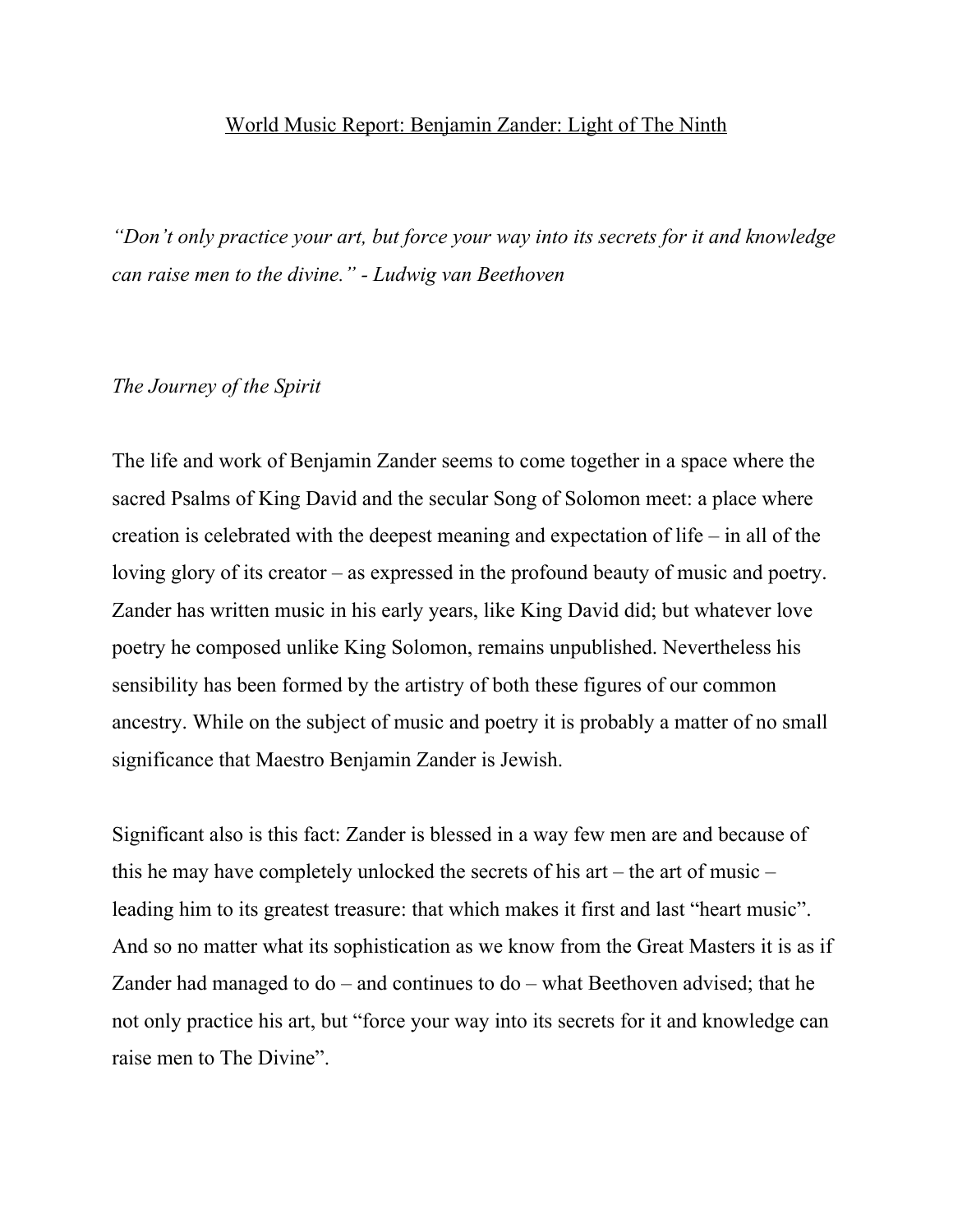World Music Report: Benjamin Zander: Light of The Ninth

*"Don't only practice your art, but force your way into its secrets for it and knowledge can raise men to the divine." - Ludwig van Beethoven*

*The Journey of the Spirit*

The life and work of Benjamin Zander seems to come together in a space where the sacred Psalms of King David and the secular Song of Solomon meet: a place where creation is celebrated with the deepest meaning and expectation of life – in all of the loving glory of its creator – as expressed in the profound beauty of music and poetry. Zander has written music in his early years, like King David did; but whatever love poetry he composed unlike King Solomon, remains unpublished. Nevertheless his sensibility has been formed by the artistry of both these figures of our common ancestry. While on the subject of music and poetry it is probably a matter of no small significance that Maestro Benjamin Zander is Jewish.

Significant also is this fact: Zander is blessed in a way few men are and because of this he may have completely unlocked the secrets of his art – the art of music – leading him to its greatest treasure: that which makes it first and last "heart music". And so no matter what its sophistication as we know from the Great Masters it is as if Zander had managed to do – and continues to do – what Beethoven advised; that he not only practice his art, but "force your way into its secrets for it and knowledge can raise men to The Divine".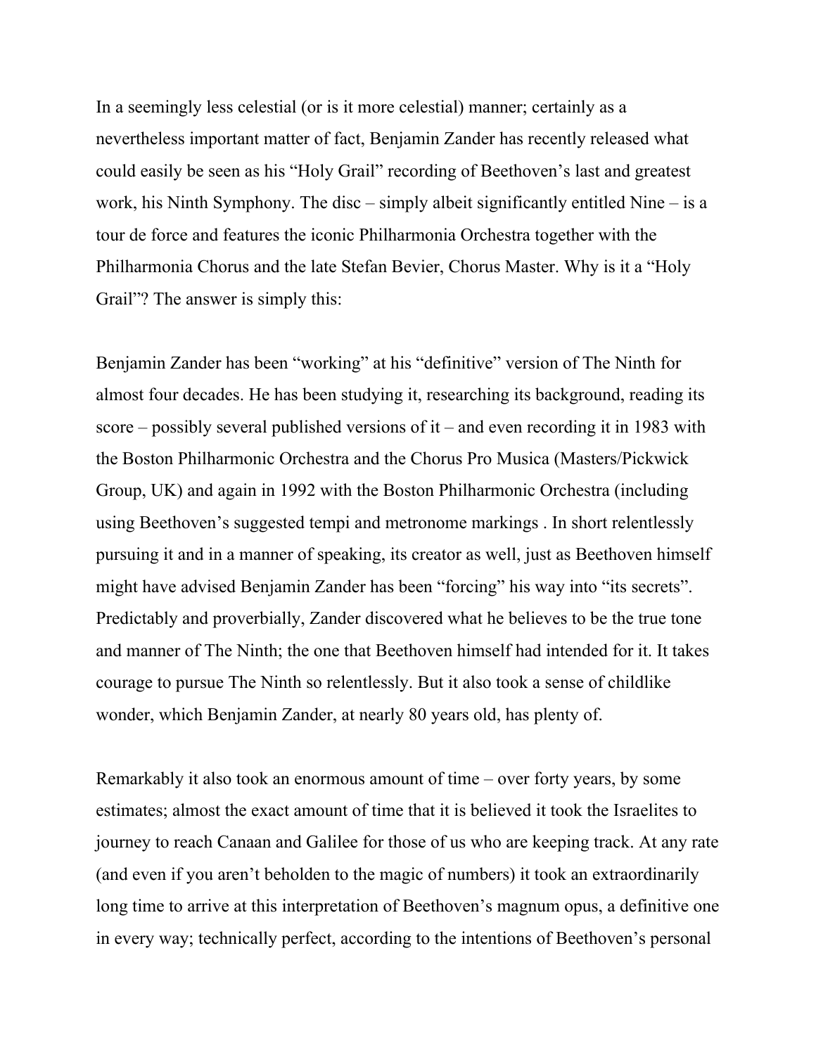In a seemingly less celestial (or is it more celestial) manner; certainly as a nevertheless important matter of fact, Benjamin Zander has recently released what could easily be seen as his "Holy Grail" recording of Beethoven's last and greatest work, his Ninth Symphony. The disc – simply albeit significantly entitled Nine – is a tour de force and features the iconic Philharmonia Orchestra together with the Philharmonia Chorus and the late Stefan Bevier, Chorus Master. Why is it a "Holy Grail"? The answer is simply this:

Benjamin Zander has been "working" at his "definitive" version of The Ninth for almost four decades. He has been studying it, researching its background, reading its score – possibly several published versions of it – and even recording it in 1983 with the Boston Philharmonic Orchestra and the Chorus Pro Musica (Masters/Pickwick Group, UK) and again in 1992 with the Boston Philharmonic Orchestra (including using Beethoven's suggested tempi and metronome markings . In short relentlessly pursuing it and in a manner of speaking, its creator as well, just as Beethoven himself might have advised Benjamin Zander has been "forcing" his way into "its secrets". Predictably and proverbially, Zander discovered what he believes to be the true tone and manner of The Ninth; the one that Beethoven himself had intended for it. It takes courage to pursue The Ninth so relentlessly. But it also took a sense of childlike wonder, which Benjamin Zander, at nearly 80 years old, has plenty of.

Remarkably it also took an enormous amount of time – over forty years, by some estimates; almost the exact amount of time that it is believed it took the Israelites to journey to reach Canaan and Galilee for those of us who are keeping track. At any rate (and even if you aren't beholden to the magic of numbers) it took an extraordinarily long time to arrive at this interpretation of Beethoven's magnum opus, a definitive one in every way; technically perfect, according to the intentions of Beethoven's personal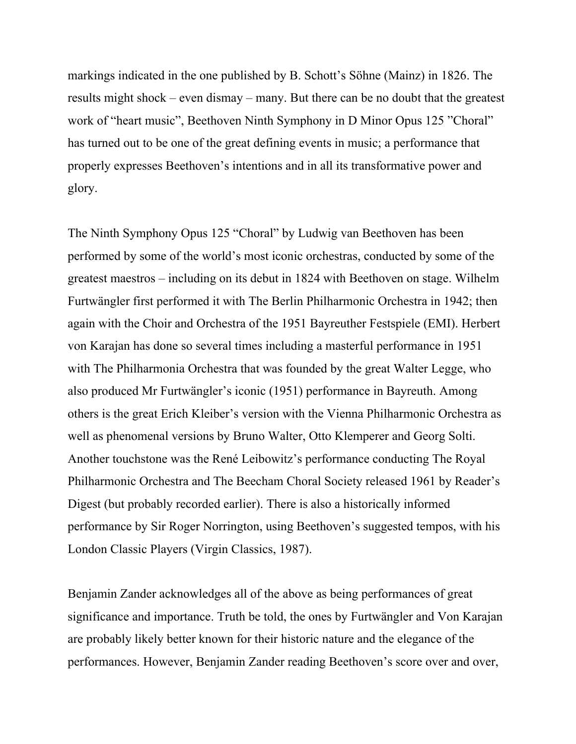markings indicated in the one published by B. Schott's Söhne (Mainz) in 1826. The results might shock – even dismay – many. But there can be no doubt that the greatest work of "heart music", Beethoven Ninth Symphony in D Minor Opus 125 "Choral" has turned out to be one of the great defining events in music; a performance that properly expresses Beethoven's intentions and in all its transformative power and glory.

The Ninth Symphony Opus 125 "Choral" by Ludwig van Beethoven has been performed by some of the world's most iconic orchestras, conducted by some of the greatest maestros – including on its debut in 1824 with Beethoven on stage. Wilhelm Furtwängler first performed it with The Berlin Philharmonic Orchestra in 1942; then again with the Choir and Orchestra of the 1951 Bayreuther Festspiele (EMI). Herbert von Karajan has done so several times including a masterful performance in 1951 with The Philharmonia Orchestra that was founded by the great Walter Legge, who also produced Mr Furtwängler's iconic (1951) performance in Bayreuth. Among others is the great Erich Kleiber's version with the Vienna Philharmonic Orchestra as well as phenomenal versions by Bruno Walter, Otto Klemperer and Georg Solti. Another touchstone was the René Leibowitz's performance conducting The Royal Philharmonic Orchestra and The Beecham Choral Society released 1961 by Reader's Digest (but probably recorded earlier). There is also a historically informed performance by Sir Roger Norrington, using Beethoven's suggested tempos, with his London Classic Players (Virgin Classics, 1987).

Benjamin Zander acknowledges all of the above as being performances of great significance and importance. Truth be told, the ones by Furtwängler and Von Karajan are probably likely better known for their historic nature and the elegance of the performances. However, Benjamin Zander reading Beethoven's score over and over,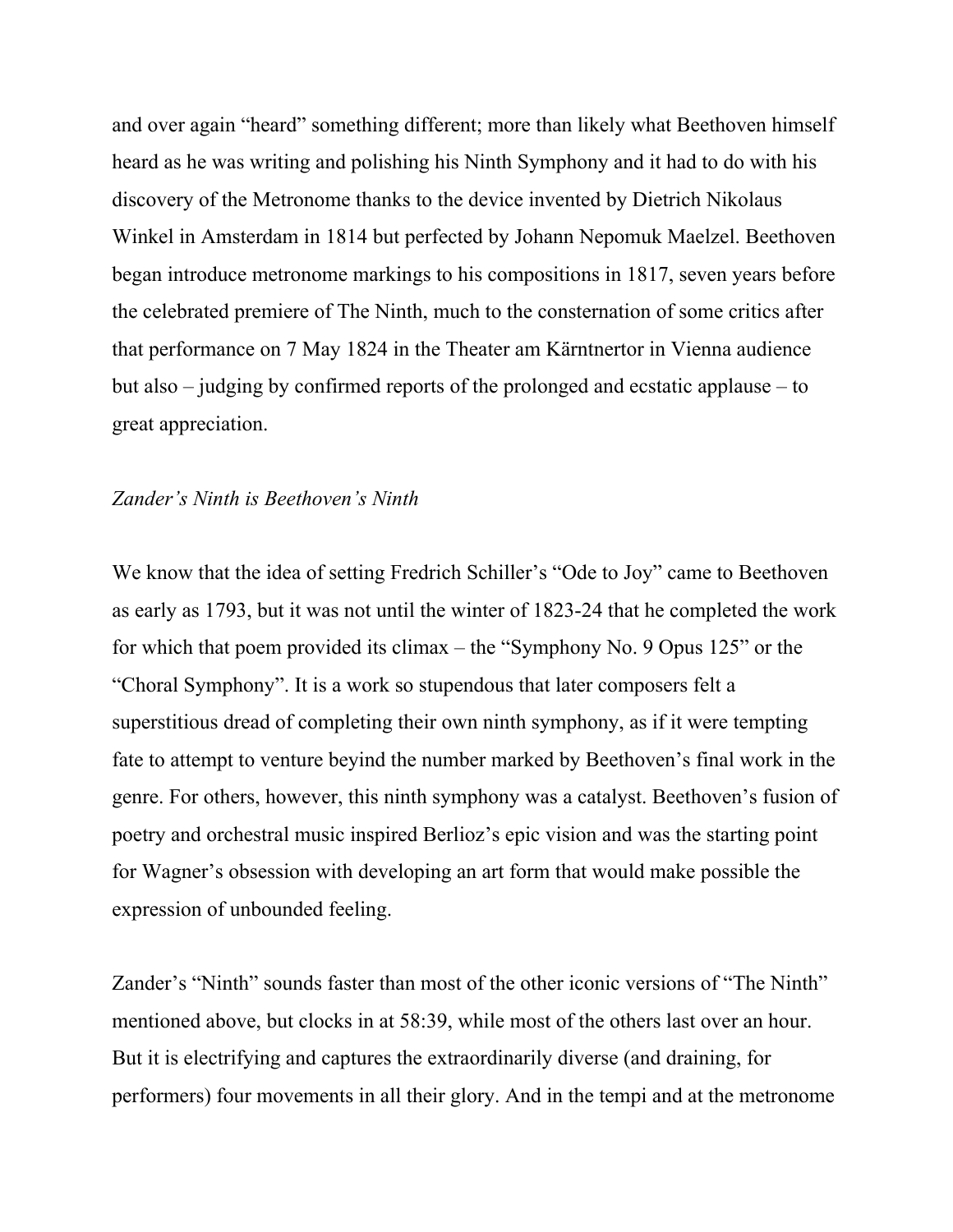and over again "heard" something different; more than likely what Beethoven himself heard as he was writing and polishing his Ninth Symphony and it had to do with his discovery of the Metronome thanks to the device invented by Dietrich Nikolaus Winkel in Amsterdam in 1814 but perfected by Johann Nepomuk Maelzel. Beethoven began introduce metronome markings to his compositions in 1817, seven years before the celebrated premiere of The Ninth, much to the consternation of some critics after that performance on 7 May 1824 in the Theater am Kärntnertor in Vienna audience but also – judging by confirmed reports of the prolonged and ecstatic applause – to great appreciation.

*Zander's Ninth is Beethoven's Ninth*

We know that the idea of setting Fredrich Schiller's "Ode to Joy" came to Beethoven as early as 1793, but it was not until the winter of 1823-24 that he completed the work for which that poem provided its climax – the "Symphony No. 9 Opus 125" or the "Choral Symphony". It is a work so stupendous that later composers felt a superstitious dread of completing their own ninth symphony, as if it were tempting fate to attempt to venture beyind the number marked by Beethoven's final work in the genre. For others, however, this ninth symphony was a catalyst. Beethoven's fusion of poetry and orchestral music inspired Berlioz's epic vision and was the starting point for Wagner's obsession with developing an art form that would make possible the expression of unbounded feeling.

Zander's "Ninth" sounds faster than most of the other iconic versions of "The Ninth" mentioned above, but clocks in at 58:39, while most of the others last over an hour. But it is electrifying and captures the extraordinarily diverse (and draining, for performers) four movements in all their glory. And in the tempi and at the metronome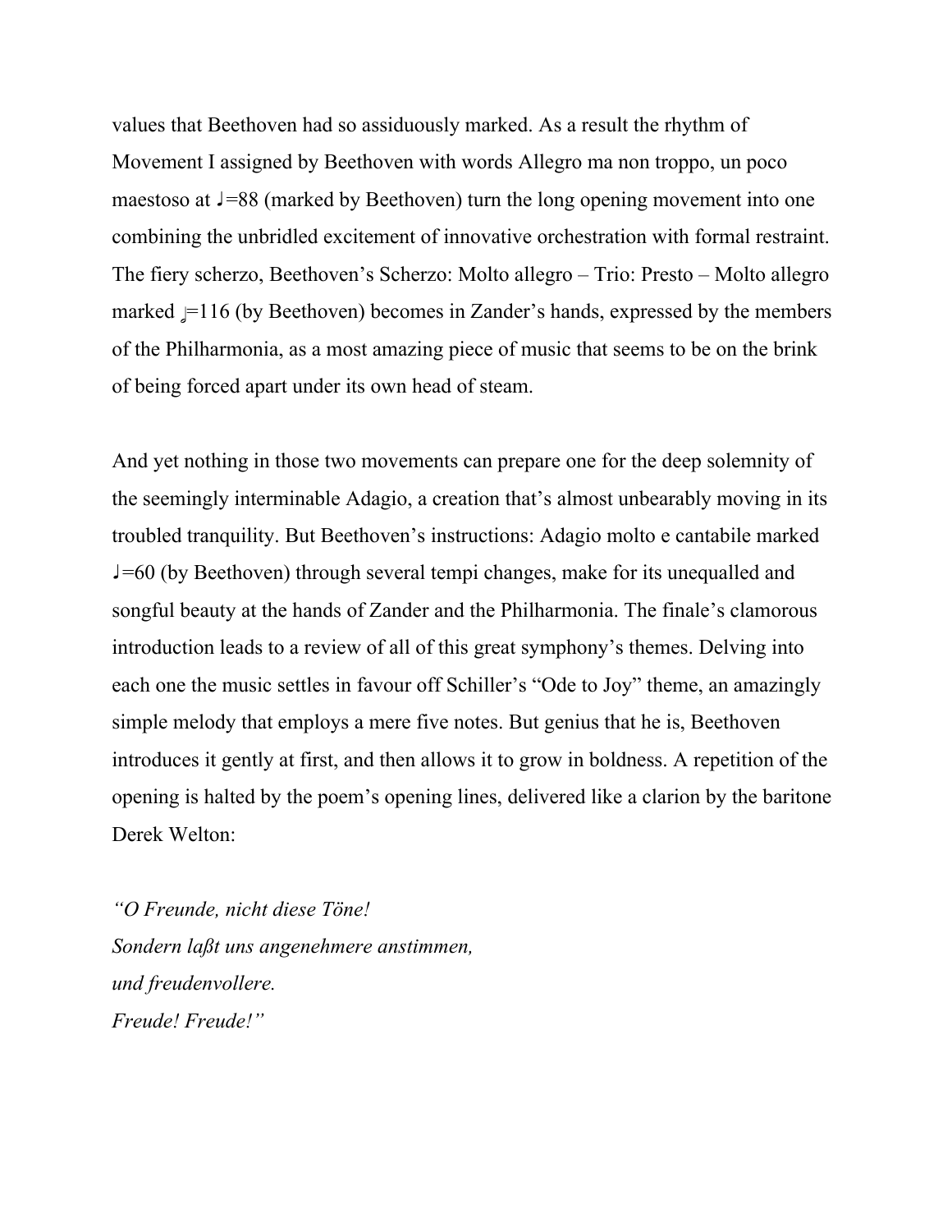values that Beethoven had so assiduously marked. As a result the rhythm of Movement I assigned by Beethoven with words Allegro ma non troppo, un poco maestoso at ♩=88 (marked by Beethoven) turn the long opening movement into one combining the unbridled excitement of innovative orchestration with formal restraint. The fiery scherzo, Beethoven's Scherzo: Molto allegro – Trio: Presto – Molto allegro marked 𝅗𝅥=116 (by Beethoven) becomes in Zander's hands, expressed by the members of the Philharmonia, as a most amazing piece of music that seems to be on the brink of being forced apart under its own head of steam.

And yet nothing in those two movements can prepare one for the deep solemnity of the seemingly interminable Adagio, a creation that's almost unbearably moving in its troubled tranquility. But Beethoven's instructions: Adagio molto e cantabile marked ♩=60 (by Beethoven) through several tempi changes, make for its unequalled and songful beauty at the hands of Zander and the Philharmonia. The finale's clamorous introduction leads to a review of all of this great symphony's themes. Delving into each one the music settles in favour off Schiller's "Ode to Joy" theme, an amazingly simple melody that employs a mere five notes. But genius that he is, Beethoven introduces it gently at first, and then allows it to grow in boldness. A repetition of the opening is halted by the poem's opening lines, delivered like a clarion by the baritone Derek Welton:

*"O Freunde, nicht diese Töne!*
*Sondern laßt uns angenehmere anstimmen,*
*und freudenvollere.*
*Freude! Freude!"*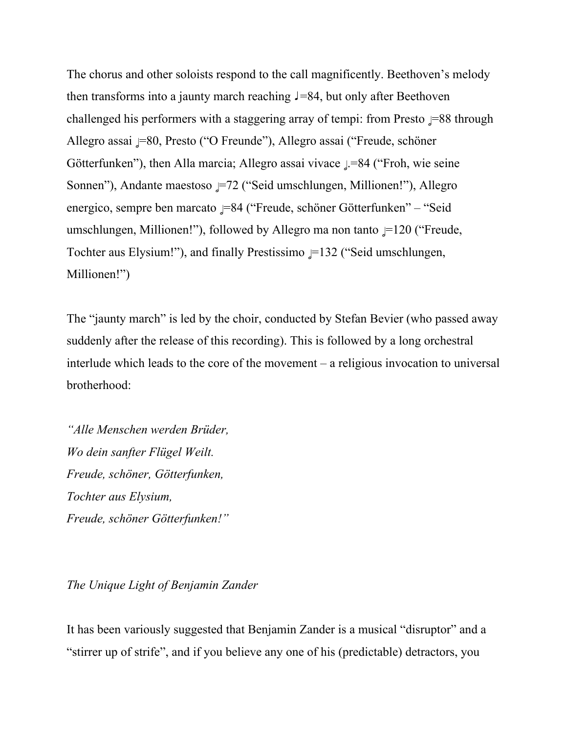The chorus and other soloists respond to the call magnificently. Beethoven's melody then transforms into a jaunty march reaching ♩=84, but only after Beethoven challenged his performers with a staggering array of tempi: from Presto 𝅗𝅥=88 through Allegro assai 𝅗𝅥=80, Presto ("O Freunde"), Allegro assai ("Freude, schöner Götterfunken"), then Alla marcia; Allegro assai vivace 𝅗𝅥.=84 ("Froh, wie seine Sonnen"), Andante maestoso 𝅗𝅥=72 ("Seid umschlungen, Millionen!"), Allegro energico, sempre ben marcato 𝅗𝅥=84 ("Freude, schöner Götterfunken" – "Seid umschlungen, Millionen!"), followed by Allegro ma non tanto 𝅗𝅥=120 ("Freude, Tochter aus Elysium!"), and finally Prestissimo 𝅗𝅥=132 ("Seid umschlungen, Millionen!")

The "jaunty march" is led by the choir, conducted by Stefan Bevier (who passed away suddenly after the release of this recording). This is followed by a long orchestral interlude which leads to the core of the movement – a religious invocation to universal brotherhood:

*"Alle Menschen werden Brüder,*
*Wo dein sanfter Flügel Weilt.*
*Freude, schöner, Götterfunken,*
*Tochter aus Elysium,*
*Freude, schöner Götterfunken!"*

*The Unique Light of Benjamin Zander*

It has been variously suggested that Benjamin Zander is a musical "disruptor" and a "stirrer up of strife", and if you believe any one of his (predictable) detractors, you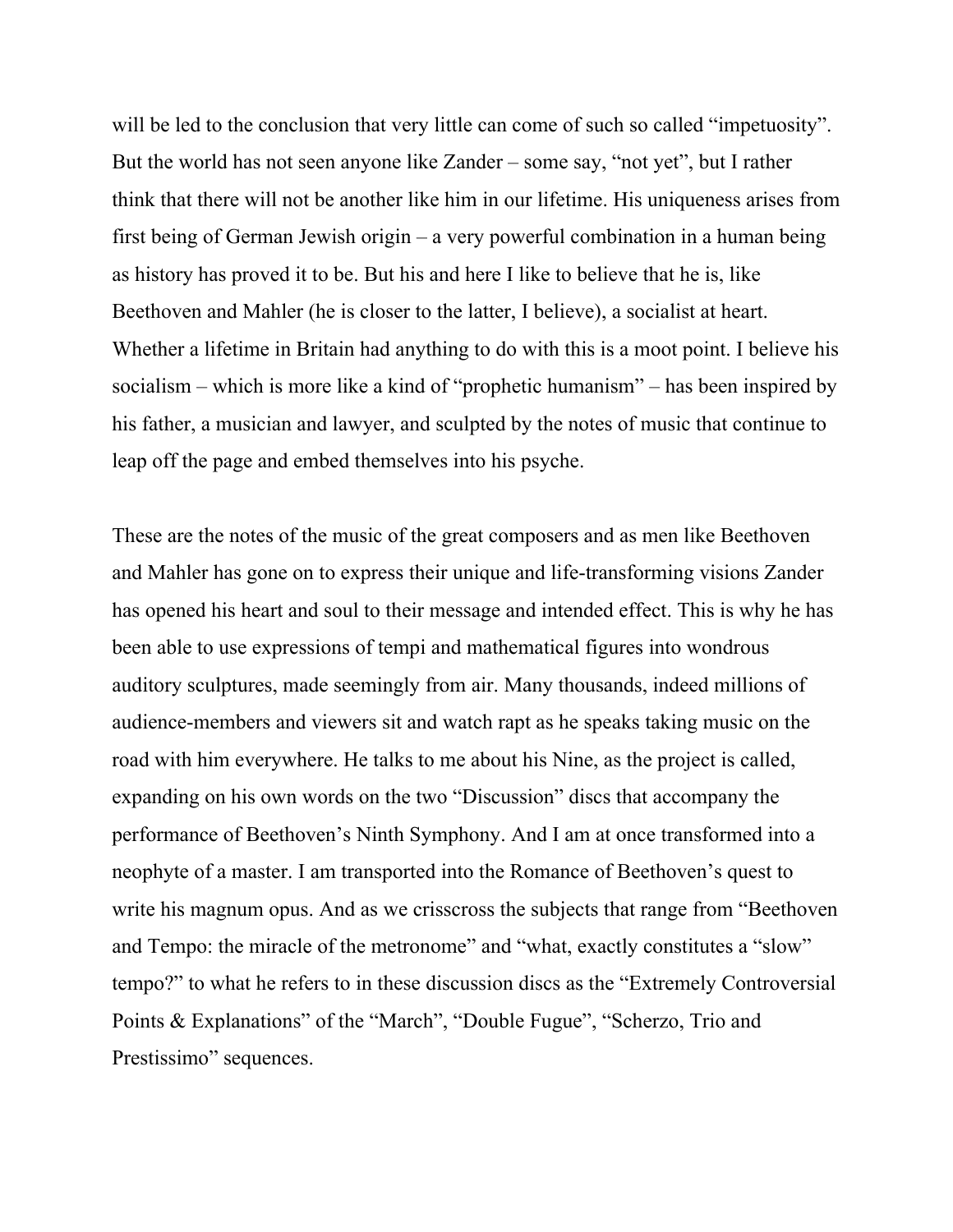will be led to the conclusion that very little can come of such so called "impetuosity". But the world has not seen anyone like Zander – some say, "not yet", but I rather think that there will not be another like him in our lifetime. His uniqueness arises from first being of German Jewish origin – a very powerful combination in a human being as history has proved it to be. But his and here I like to believe that he is, like Beethoven and Mahler (he is closer to the latter, I believe), a socialist at heart. Whether a lifetime in Britain had anything to do with this is a moot point. I believe his socialism – which is more like a kind of "prophetic humanism" – has been inspired by his father, a musician and lawyer, and sculpted by the notes of music that continue to leap off the page and embed themselves into his psyche.

These are the notes of the music of the great composers and as men like Beethoven and Mahler has gone on to express their unique and life-transforming visions Zander has opened his heart and soul to their message and intended effect. This is why he has been able to use expressions of tempi and mathematical figures into wondrous auditory sculptures, made seemingly from air. Many thousands, indeed millions of audience-members and viewers sit and watch rapt as he speaks taking music on the road with him everywhere. He talks to me about his Nine, as the project is called, expanding on his own words on the two "Discussion" discs that accompany the performance of Beethoven's Ninth Symphony. And I am at once transformed into a neophyte of a master. I am transported into the Romance of Beethoven's quest to write his magnum opus. And as we crisscross the subjects that range from "Beethoven and Tempo: the miracle of the metronome" and "what, exactly constitutes a "slow" tempo?" to what he refers to in these discussion discs as the "Extremely Controversial Points & Explanations" of the "March", "Double Fugue", "Scherzo, Trio and Prestissimo" sequences.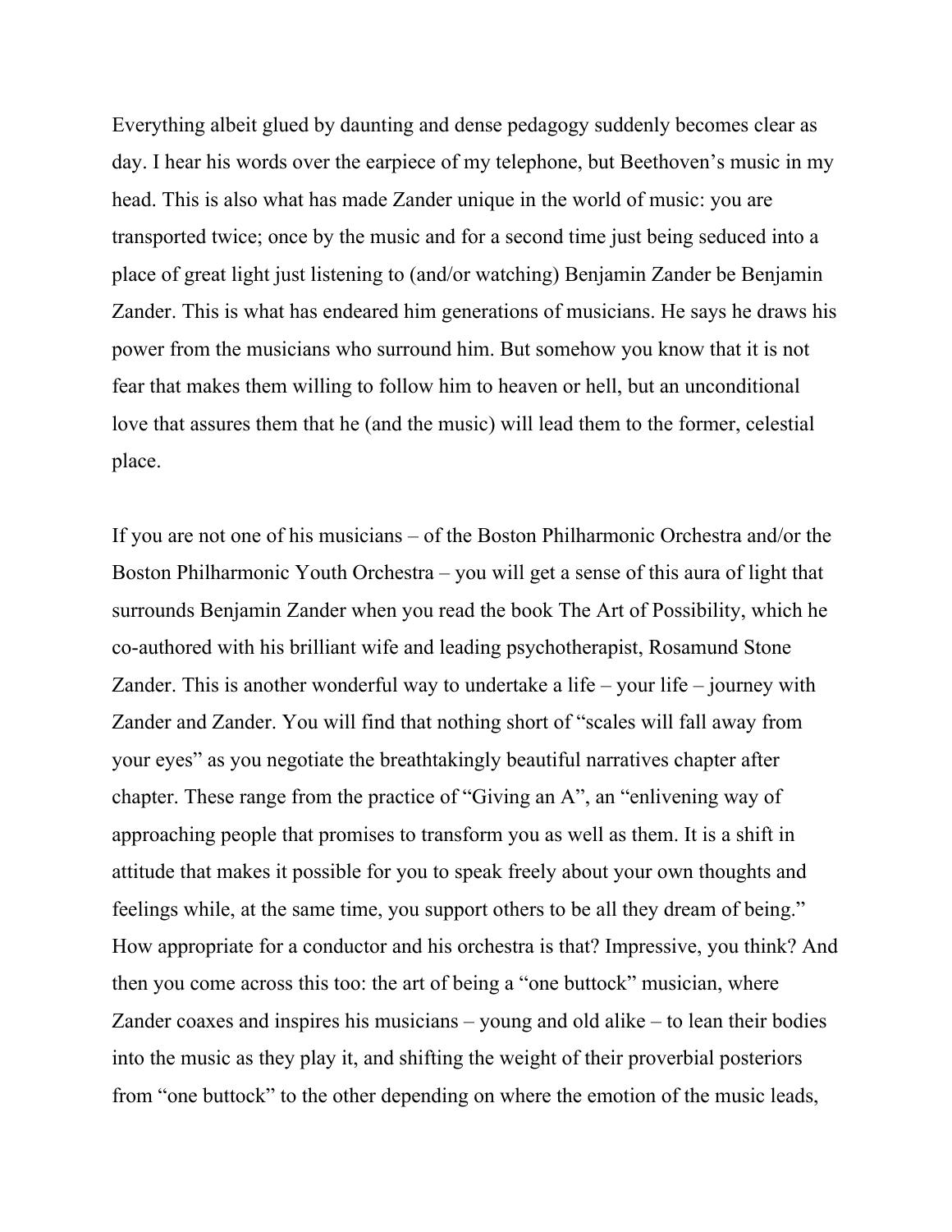Everything albeit glued by daunting and dense pedagogy suddenly becomes clear as day. I hear his words over the earpiece of my telephone, but Beethoven's music in my head. This is also what has made Zander unique in the world of music: you are transported twice; once by the music and for a second time just being seduced into a place of great light just listening to (and/or watching) Benjamin Zander be Benjamin Zander. This is what has endeared him generations of musicians. He says he draws his power from the musicians who surround him. But somehow you know that it is not fear that makes them willing to follow him to heaven or hell, but an unconditional love that assures them that he (and the music) will lead them to the former, celestial place.

If you are not one of his musicians – of the Boston Philharmonic Orchestra and/or the Boston Philharmonic Youth Orchestra – you will get a sense of this aura of light that surrounds Benjamin Zander when you read the book The Art of Possibility, which he co-authored with his brilliant wife and leading psychotherapist, Rosamund Stone Zander. This is another wonderful way to undertake a life – your life – journey with Zander and Zander. You will find that nothing short of "scales will fall away from your eyes" as you negotiate the breathtakingly beautiful narratives chapter after chapter. These range from the practice of "Giving an A", an "enlivening way of approaching people that promises to transform you as well as them. It is a shift in attitude that makes it possible for you to speak freely about your own thoughts and feelings while, at the same time, you support others to be all they dream of being." How appropriate for a conductor and his orchestra is that? Impressive, you think? And then you come across this too: the art of being a "one buttock" musician, where Zander coaxes and inspires his musicians – young and old alike – to lean their bodies into the music as they play it, and shifting the weight of their proverbial posteriors from "one buttock" to the other depending on where the emotion of the music leads,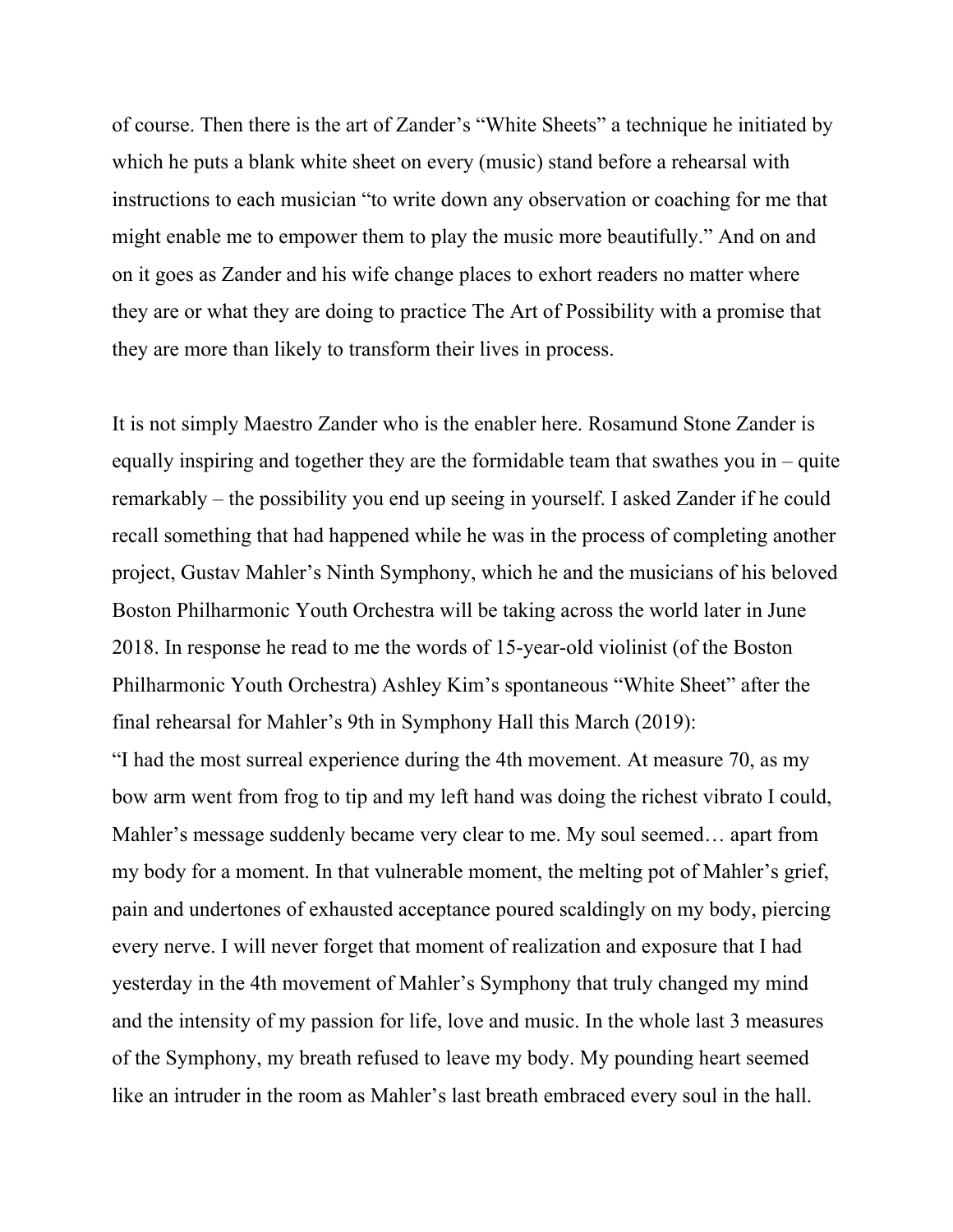of course. Then there is the art of Zander's "White Sheets" a technique he initiated by which he puts a blank white sheet on every (music) stand before a rehearsal with instructions to each musician "to write down any observation or coaching for me that might enable me to empower them to play the music more beautifully." And on and on it goes as Zander and his wife change places to exhort readers no matter where they are or what they are doing to practice The Art of Possibility with a promise that they are more than likely to transform their lives in process.

It is not simply Maestro Zander who is the enabler here. Rosamund Stone Zander is equally inspiring and together they are the formidable team that swathes you in – quite remarkably – the possibility you end up seeing in yourself. I asked Zander if he could recall something that had happened while he was in the process of completing another project, Gustav Mahler's Ninth Symphony, which he and the musicians of his beloved Boston Philharmonic Youth Orchestra will be taking across the world later in June 2018. In response he read to me the words of 15-year-old violinist (of the Boston Philharmonic Youth Orchestra) Ashley Kim's spontaneous "White Sheet" after the final rehearsal for Mahler's 9th in Symphony Hall this March (2019):
"I had the most surreal experience during the 4th movement. At measure 70, as my bow arm went from frog to tip and my left hand was doing the richest vibrato I could, Mahler's message suddenly became very clear to me. My soul seemed… apart from my body for a moment. In that vulnerable moment, the melting pot of Mahler's grief, pain and undertones of exhausted acceptance poured scaldingly on my body, piercing every nerve. I will never forget that moment of realization and exposure that I had yesterday in the 4th movement of Mahler's Symphony that truly changed my mind and the intensity of my passion for life, love and music. In the whole last 3 measures of the Symphony, my breath refused to leave my body. My pounding heart seemed like an intruder in the room as Mahler's last breath embraced every soul in the hall.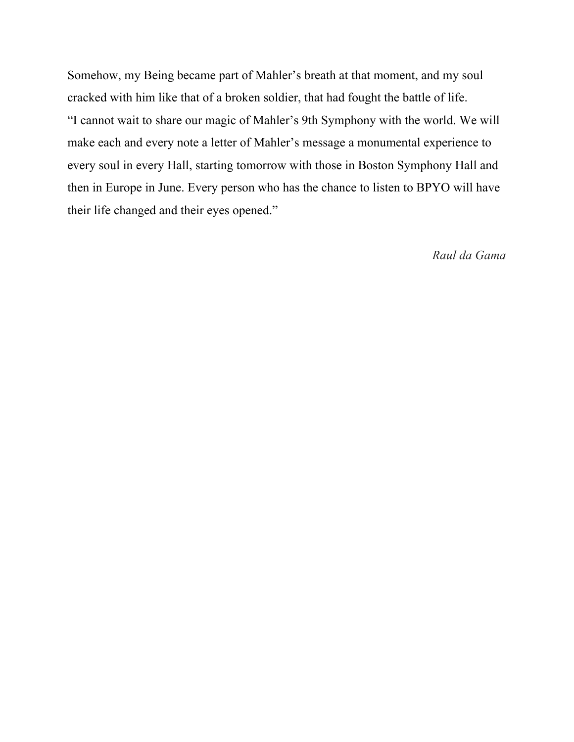Somehow, my Being became part of Mahler's breath at that moment, and my soul cracked with him like that of a broken soldier, that had fought the battle of life.

"I cannot wait to share our magic of Mahler's 9th Symphony with the world. We will make each and every note a letter of Mahler's message a monumental experience to every soul in every Hall, starting tomorrow with those in Boston Symphony Hall and then in Europe in June. Every person who has the chance to listen to BPYO will have their life changed and their eyes opened."

*Raul da Gama*